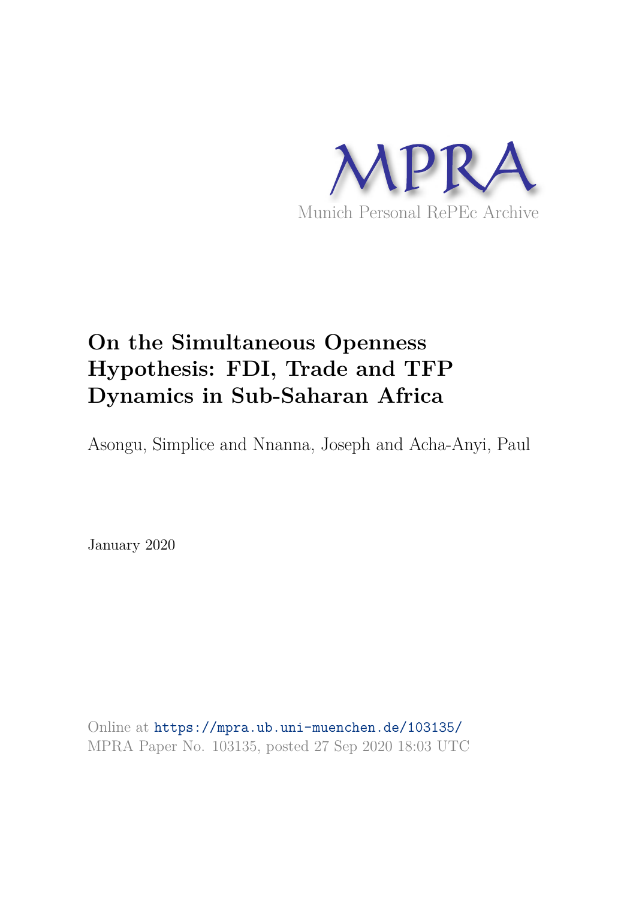MPRA

Munich Personal RePEc Archive

# On the Simultaneous Openness Hypothesis: FDI, Trade and TFP Dynamics in Sub-Saharan Africa

Asongu, Simplice and Nnanna, Joseph and Acha-Anyi, Paul

January 2020

Online at https://mpra.ub.uni-muenchen.de/103135/
MPRA Paper No. 103135, posted 27 Sep 2020 18:03 UTC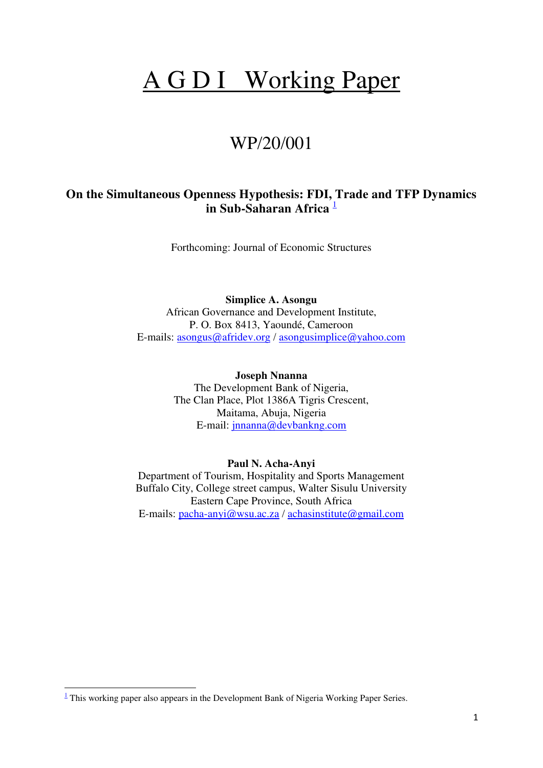# A G D I Working Paper

## WP/20/001

### On the Simultaneous Openness Hypothesis: FDI, Trade and TFP Dynamics in Sub-Saharan Africa [1]

Forthcoming: Journal of Economic Structures

**Simplice A. Asongu**
African Governance and Development Institute,
P. O. Box 8413, Yaoundé, Cameroon
E-mails: asongus@afridev.org / asongusimplice@yahoo.com

**Joseph Nnanna**
The Development Bank of Nigeria,
The Clan Place, Plot 1386A Tigris Crescent,
Maitama, Abuja, Nigeria
E-mail: jnnanna@devbankng.com

**Paul N. Acha-Anyi**
Department of Tourism, Hospitality and Sports Management
Buffalo City, College street campus, Walter Sisulu University
Eastern Cape Province, South Africa
E-mails: pacha-anyi@wsu.ac.za / achasinstitute@gmail.com

---

[1] This working paper also appears in the Development Bank of Nigeria Working Paper Series.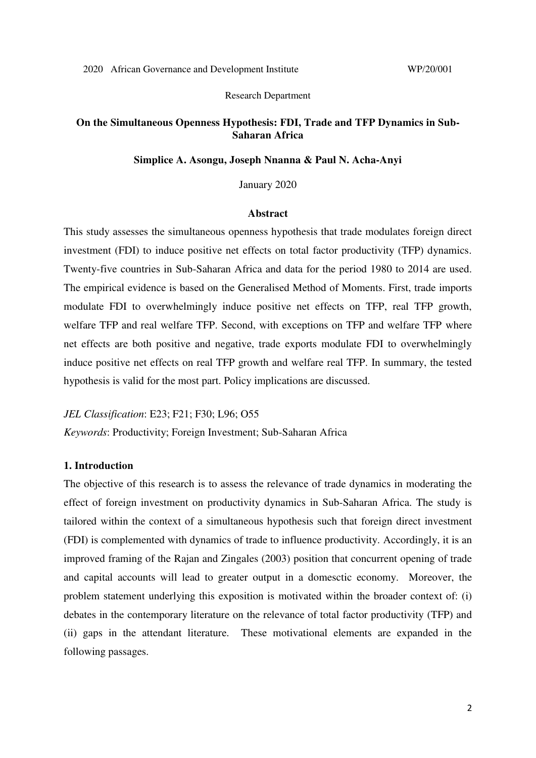2020 African Governance and Development Institute WP/20/001

Research Department

**On the Simultaneous Openness Hypothesis: FDI, Trade and TFP Dynamics in Sub-Saharan Africa**

**Simplice A. Asongu, Joseph Nnanna & Paul N. Acha-Anyi**

January 2020

## Abstract

This study assesses the simultaneous openness hypothesis that trade modulates foreign direct investment (FDI) to induce positive net effects on total factor productivity (TFP) dynamics. Twenty-five countries in Sub-Saharan Africa and data for the period 1980 to 2014 are used. The empirical evidence is based on the Generalised Method of Moments. First, trade imports modulate FDI to overwhelmingly induce positive net effects on TFP, real TFP growth, welfare TFP and real welfare TFP. Second, with exceptions on TFP and welfare TFP where net effects are both positive and negative, trade exports modulate FDI to overwhelmingly induce positive net effects on real TFP growth and welfare real TFP. In summary, the tested hypothesis is valid for the most part. Policy implications are discussed.

*JEL Classification*: E23; F21; F30; L96; O55

*Keywords*: Productivity; Foreign Investment; Sub-Saharan Africa

## 1. Introduction

The objective of this research is to assess the relevance of trade dynamics in moderating the effect of foreign investment on productivity dynamics in Sub-Saharan Africa. The study is tailored within the context of a simultaneous hypothesis such that foreign direct investment (FDI) is complemented with dynamics of trade to influence productivity. Accordingly, it is an improved framing of the Rajan and Zingales (2003) position that concurrent opening of trade and capital accounts will lead to greater output in a domesctic economy. Moreover, the problem statement underlying this exposition is motivated within the broader context of: (i) debates in the contemporary literature on the relevance of total factor productivity (TFP) and (ii) gaps in the attendant literature. These motivational elements are expanded in the following passages.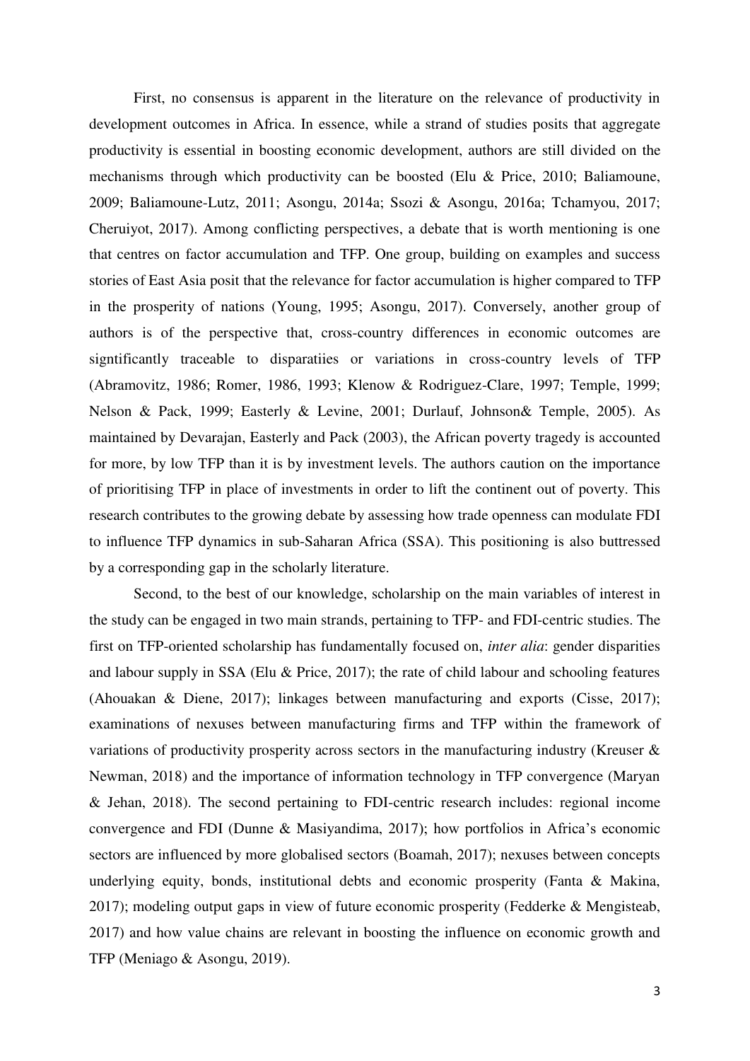First, no consensus is apparent in the literature on the relevance of productivity in development outcomes in Africa. In essence, while a strand of studies posits that aggregate productivity is essential in boosting economic development, authors are still divided on the mechanisms through which productivity can be boosted (Elu & Price, 2010; Baliamoune, 2009; Baliamoune-Lutz, 2011; Asongu, 2014a; Ssozi & Asongu, 2016a; Tchamyou, 2017; Cheruiyot, 2017). Among conflicting perspectives, a debate that is worth mentioning is one that centres on factor accumulation and TFP. One group, building on examples and success stories of East Asia posit that the relevance for factor accumulation is higher compared to TFP in the prosperity of nations (Young, 1995; Asongu, 2017). Conversely, another group of authors is of the perspective that, cross-country differences in economic outcomes are signtificantly traceable to disparatiies or variations in cross-country levels of TFP (Abramovitz, 1986; Romer, 1986, 1993; Klenow & Rodriguez-Clare, 1997; Temple, 1999; Nelson & Pack, 1999; Easterly & Levine, 2001; Durlauf, Johnson& Temple, 2005). As maintained by Devarajan, Easterly and Pack (2003), the African poverty tragedy is accounted for more, by low TFP than it is by investment levels. The authors caution on the importance of prioritising TFP in place of investments in order to lift the continent out of poverty. This research contributes to the growing debate by assessing how trade openness can modulate FDI to influence TFP dynamics in sub-Saharan Africa (SSA). This positioning is also buttressed by a corresponding gap in the scholarly literature.

Second, to the best of our knowledge, scholarship on the main variables of interest in the study can be engaged in two main strands, pertaining to TFP- and FDI-centric studies. The first on TFP-oriented scholarship has fundamentally focused on, *inter alia*: gender disparities and labour supply in SSA (Elu & Price, 2017); the rate of child labour and schooling features (Ahouakan & Diene, 2017); linkages between manufacturing and exports (Cisse, 2017); examinations of nexuses between manufacturing firms and TFP within the framework of variations of productivity prosperity across sectors in the manufacturing industry (Kreuser & Newman, 2018) and the importance of information technology in TFP convergence (Maryan & Jehan, 2018). The second pertaining to FDI-centric research includes: regional income convergence and FDI (Dunne & Masiyandima, 2017); how portfolios in Africa's economic sectors are influenced by more globalised sectors (Boamah, 2017); nexuses between concepts underlying equity, bonds, institutional debts and economic prosperity (Fanta & Makina, 2017); modeling output gaps in view of future economic prosperity (Fedderke & Mengisteab, 2017) and how value chains are relevant in boosting the influence on economic growth and TFP (Meniago & Asongu, 2019).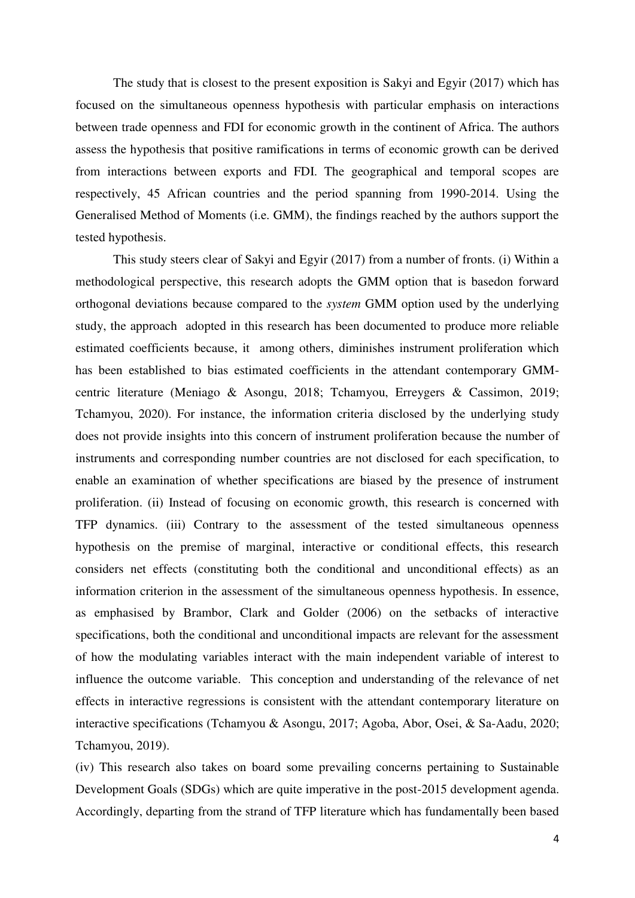The study that is closest to the present exposition is Sakyi and Egyir (2017) which has focused on the simultaneous openness hypothesis with particular emphasis on interactions between trade openness and FDI for economic growth in the continent of Africa. The authors assess the hypothesis that positive ramifications in terms of economic growth can be derived from interactions between exports and FDI. The geographical and temporal scopes are respectively, 45 African countries and the period spanning from 1990-2014. Using the Generalised Method of Moments (i.e. GMM), the findings reached by the authors support the tested hypothesis.

This study steers clear of Sakyi and Egyir (2017) from a number of fronts. (i) Within a methodological perspective, this research adopts the GMM option that is basedon forward orthogonal deviations because compared to the *system* GMM option used by the underlying study, the approach adopted in this research has been documented to produce more reliable estimated coefficients because, it among others, diminishes instrument proliferation which has been established to bias estimated coefficients in the attendant contemporary GMM-centric literature (Meniago & Asongu, 2018; Tchamyou, Erreygers & Cassimon, 2019; Tchamyou, 2020). For instance, the information criteria disclosed by the underlying study does not provide insights into this concern of instrument proliferation because the number of instruments and corresponding number countries are not disclosed for each specification, to enable an examination of whether specifications are biased by the presence of instrument proliferation. (ii) Instead of focusing on economic growth, this research is concerned with TFP dynamics. (iii) Contrary to the assessment of the tested simultaneous openness hypothesis on the premise of marginal, interactive or conditional effects, this research considers net effects (constituting both the conditional and unconditional effects) as an information criterion in the assessment of the simultaneous openness hypothesis. In essence, as emphasised by Brambor, Clark and Golder (2006) on the setbacks of interactive specifications, both the conditional and unconditional impacts are relevant for the assessment of how the modulating variables interact with the main independent variable of interest to influence the outcome variable. This conception and understanding of the relevance of net effects in interactive regressions is consistent with the attendant contemporary literature on interactive specifications (Tchamyou & Asongu, 2017; Agoba, Abor, Osei, & Sa-Aadu, 2020; Tchamyou, 2019).

(iv) This research also takes on board some prevailing concerns pertaining to Sustainable Development Goals (SDGs) which are quite imperative in the post-2015 development agenda. Accordingly, departing from the strand of TFP literature which has fundamentally been based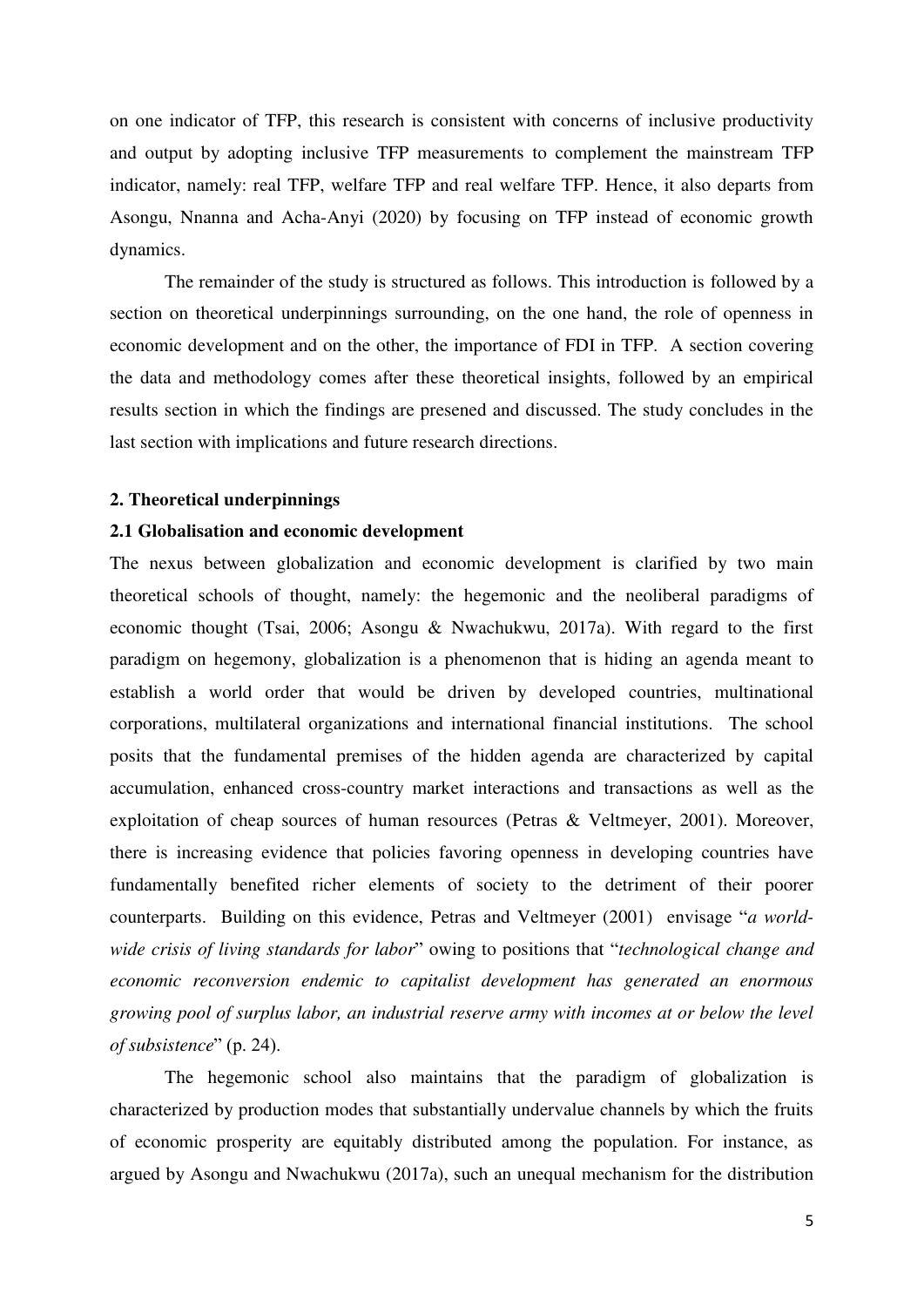on one indicator of TFP, this research is consistent with concerns of inclusive productivity and output by adopting inclusive TFP measurements to complement the mainstream TFP indicator, namely: real TFP, welfare TFP and real welfare TFP. Hence, it also departs from Asongu, Nnanna and Acha-Anyi (2020) by focusing on TFP instead of economic growth dynamics.

The remainder of the study is structured as follows. This introduction is followed by a section on theoretical underpinnings surrounding, on the one hand, the role of openness in economic development and on the other, the importance of FDI in TFP. A section covering the data and methodology comes after these theoretical insights, followed by an empirical results section in which the findings are presened and discussed. The study concludes in the last section with implications and future research directions.

## 2. Theoretical underpinnings

### 2.1 Globalisation and economic development

The nexus between globalization and economic development is clarified by two main theoretical schools of thought, namely: the hegemonic and the neoliberal paradigms of economic thought (Tsai, 2006; Asongu & Nwachukwu, 2017a). With regard to the first paradigm on hegemony, globalization is a phenomenon that is hiding an agenda meant to establish a world order that would be driven by developed countries, multinational corporations, multilateral organizations and international financial institutions. The school posits that the fundamental premises of the hidden agenda are characterized by capital accumulation, enhanced cross-country market interactions and transactions as well as the exploitation of cheap sources of human resources (Petras & Veltmeyer, 2001). Moreover, there is increasing evidence that policies favoring openness in developing countries have fundamentally benefited richer elements of society to the detriment of their poorer counterparts. Building on this evidence, Petras and Veltmeyer (2001) envisage "*a world-wide crisis of living standards for labor*" owing to positions that "*technological change and economic reconversion endemic to capitalist development has generated an enormous growing pool of surplus labor, an industrial reserve army with incomes at or below the level of subsistence*" (p. 24).

The hegemonic school also maintains that the paradigm of globalization is characterized by production modes that substantially undervalue channels by which the fruits of economic prosperity are equitably distributed among the population. For instance, as argued by Asongu and Nwachukwu (2017a), such an unequal mechanism for the distribution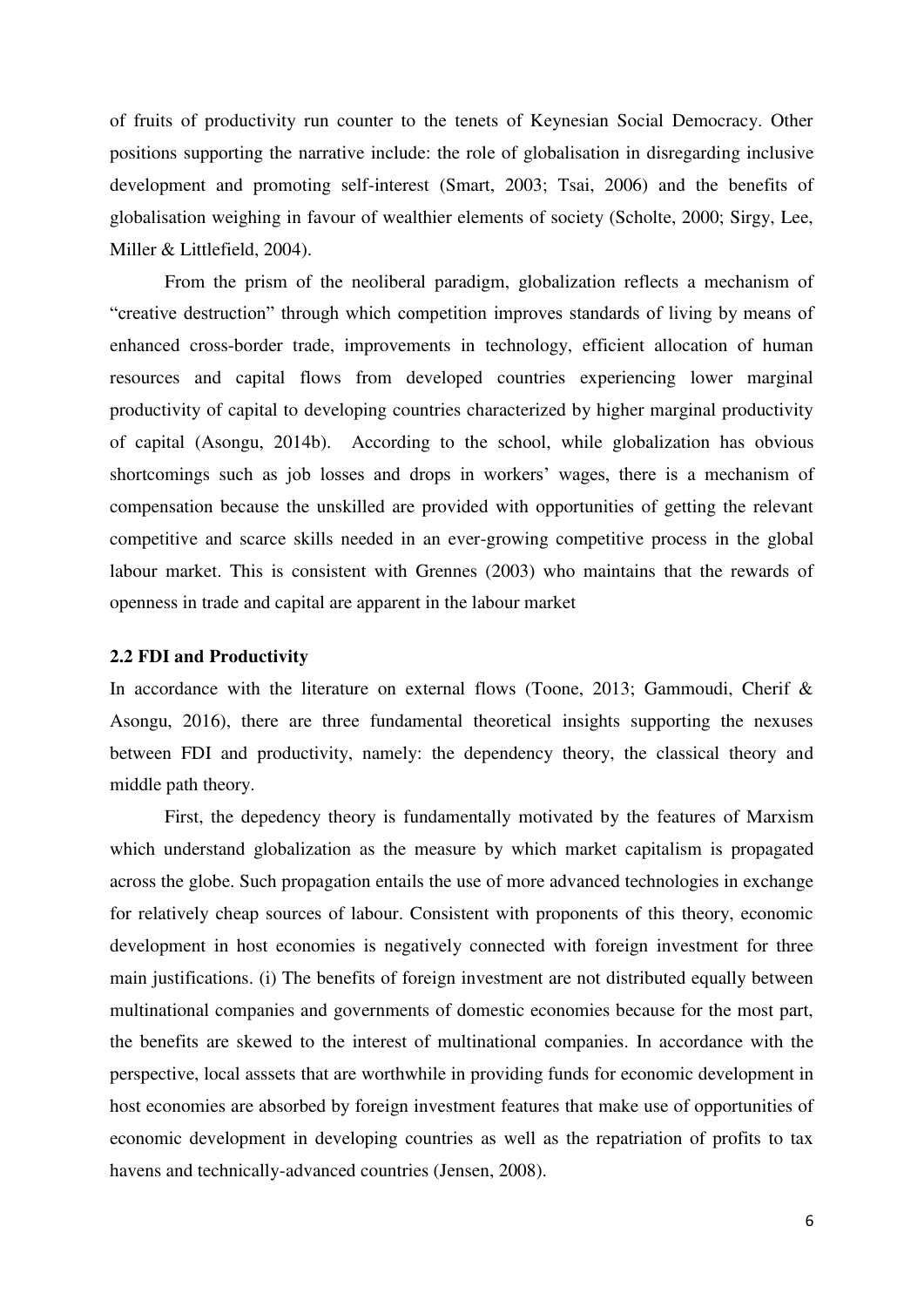of fruits of productivity run counter to the tenets of Keynesian Social Democracy. Other positions supporting the narrative include: the role of globalisation in disregarding inclusive development and promoting self-interest (Smart, 2003; Tsai, 2006) and the benefits of globalisation weighing in favour of wealthier elements of society (Scholte, 2000; Sirgy, Lee, Miller & Littlefield, 2004).

From the prism of the neoliberal paradigm, globalization reflects a mechanism of "creative destruction" through which competition improves standards of living by means of enhanced cross-border trade, improvements in technology, efficient allocation of human resources and capital flows from developed countries experiencing lower marginal productivity of capital to developing countries characterized by higher marginal productivity of capital (Asongu, 2014b). According to the school, while globalization has obvious shortcomings such as job losses and drops in workers' wages, there is a mechanism of compensation because the unskilled are provided with opportunities of getting the relevant competitive and scarce skills needed in an ever-growing competitive process in the global labour market. This is consistent with Grennes (2003) who maintains that the rewards of openness in trade and capital are apparent in the labour market

### 2.2 FDI and Productivity

In accordance with the literature on external flows (Toone, 2013; Gammoudi, Cherif & Asongu, 2016), there are three fundamental theoretical insights supporting the nexuses between FDI and productivity, namely: the dependency theory, the classical theory and middle path theory.

First, the depedency theory is fundamentally motivated by the features of Marxism which understand globalization as the measure by which market capitalism is propagated across the globe. Such propagation entails the use of more advanced technologies in exchange for relatively cheap sources of labour. Consistent with proponents of this theory, economic development in host economies is negatively connected with foreign investment for three main justifications. (i) The benefits of foreign investment are not distributed equally between multinational companies and governments of domestic economies because for the most part, the benefits are skewed to the interest of multinational companies. In accordance with the perspective, local asssets that are worthwhile in providing funds for economic development in host economies are absorbed by foreign investment features that make use of opportunities of economic development in developing countries as well as the repatriation of profits to tax havens and technically-advanced countries (Jensen, 2008).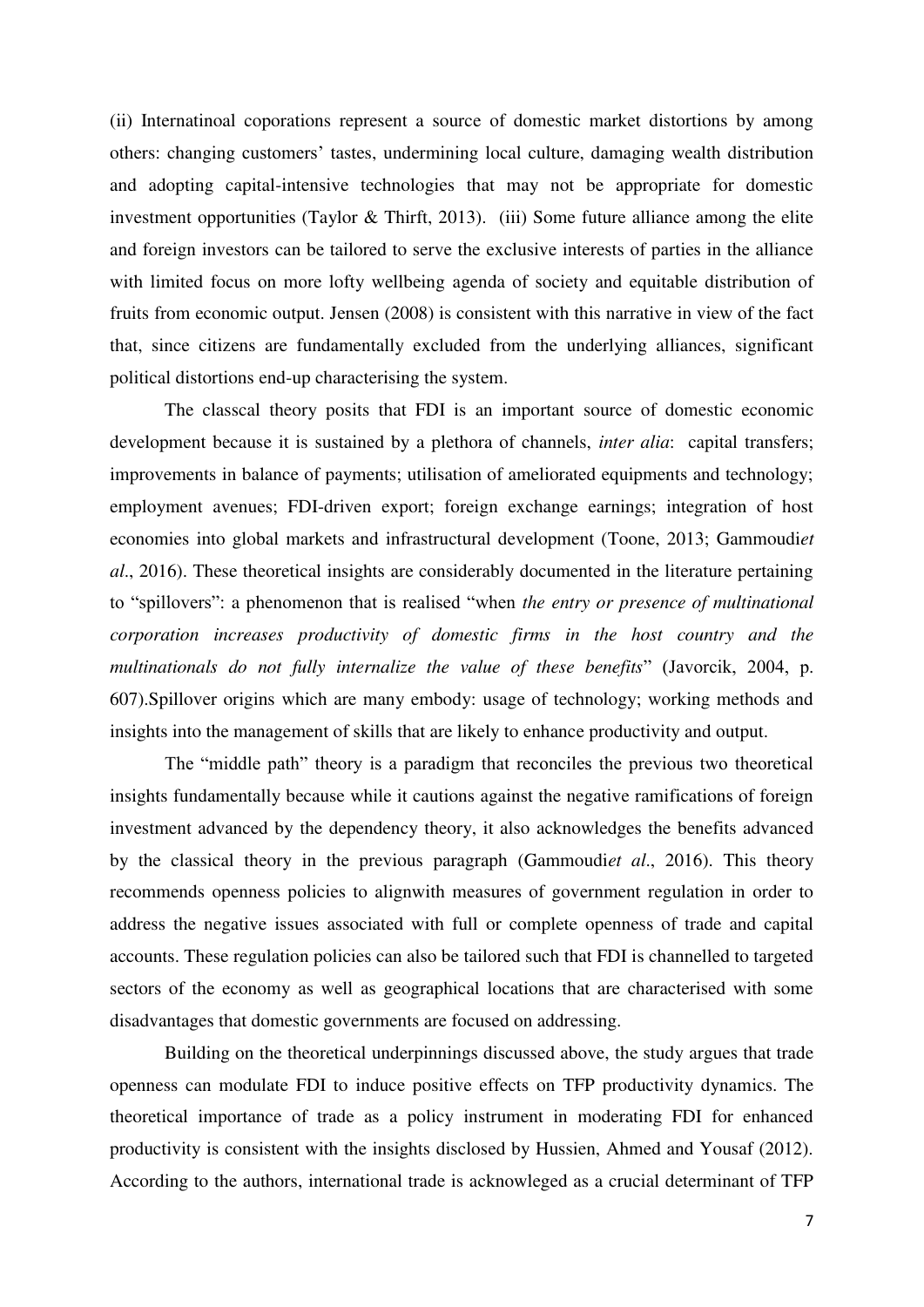(ii) Internatinoal coporations represent a source of domestic market distortions by among others: changing customers' tastes, undermining local culture, damaging wealth distribution and adopting capital-intensive technologies that may not be appropriate for domestic investment opportunities (Taylor & Thirft, 2013). (iii) Some future alliance among the elite and foreign investors can be tailored to serve the exclusive interests of parties in the alliance with limited focus on more lofty wellbeing agenda of society and equitable distribution of fruits from economic output. Jensen (2008) is consistent with this narrative in view of the fact that, since citizens are fundamentally excluded from the underlying alliances, significant political distortions end-up characterising the system.

The classcal theory posits that FDI is an important source of domestic economic development because it is sustained by a plethora of channels, *inter alia*: capital transfers; improvements in balance of payments; utilisation of ameliorated equipments and technology; employment avenues; FDI-driven export; foreign exchange earnings; integration of host economies into global markets and infrastructural development (Toone, 2013; Gammoudi*et al*., 2016). These theoretical insights are considerably documented in the literature pertaining to "spillovers": a phenomenon that is realised "when *the entry or presence of multinational corporation increases productivity of domestic firms in the host country and the multinationals do not fully internalize the value of these benefits*" (Javorcik, 2004, p. 607).Spillover origins which are many embody: usage of technology; working methods and insights into the management of skills that are likely to enhance productivity and output.

The "middle path" theory is a paradigm that reconciles the previous two theoretical insights fundamentally because while it cautions against the negative ramifications of foreign investment advanced by the dependency theory, it also acknowledges the benefits advanced by the classical theory in the previous paragraph (Gammoudi*et al*., 2016). This theory recommends openness policies to alignwith measures of government regulation in order to address the negative issues associated with full or complete openness of trade and capital accounts. These regulation policies can also be tailored such that FDI is channelled to targeted sectors of the economy as well as geographical locations that are characterised with some disadvantages that domestic governments are focused on addressing.

Building on the theoretical underpinnings discussed above, the study argues that trade openness can modulate FDI to induce positive effects on TFP productivity dynamics. The theoretical importance of trade as a policy instrument in moderating FDI for enhanced productivity is consistent with the insights disclosed by Hussien, Ahmed and Yousaf (2012). According to the authors, international trade is acknowleged as a crucial determinant of TFP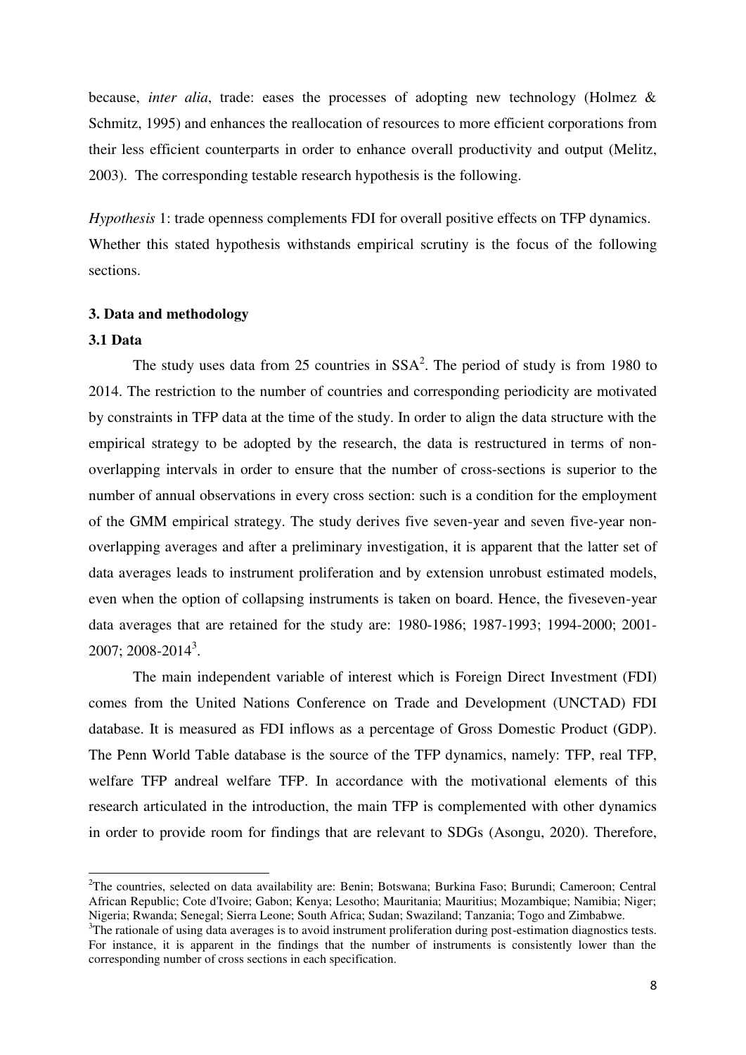because, *inter alia*, trade: eases the processes of adopting new technology (Holmez & Schmitz, 1995) and enhances the reallocation of resources to more efficient corporations from their less efficient counterparts in order to enhance overall productivity and output (Melitz, 2003). The corresponding testable research hypothesis is the following.

*Hypothesis* 1: trade openness complements FDI for overall positive effects on TFP dynamics. Whether this stated hypothesis withstands empirical scrutiny is the focus of the following sections.

## 3. Data and methodology

### 3.1 Data

The study uses data from 25 countries in SSA[2]. The period of study is from 1980 to 2014. The restriction to the number of countries and corresponding periodicity are motivated by constraints in TFP data at the time of the study. In order to align the data structure with the empirical strategy to be adopted by the research, the data is restructured in terms of non-overlapping intervals in order to ensure that the number of cross-sections is superior to the number of annual observations in every cross section: such is a condition for the employment of the GMM empirical strategy. The study derives five seven-year and seven five-year non-overlapping averages and after a preliminary investigation, it is apparent that the latter set of data averages leads to instrument proliferation and by extension unrobust estimated models, even when the option of collapsing instruments is taken on board. Hence, the fiveseven-year data averages that are retained for the study are: 1980-1986; 1987-1993; 1994-2000; 2001-2007; 2008-2014[3].

The main independent variable of interest which is Foreign Direct Investment (FDI) comes from the United Nations Conference on Trade and Development (UNCTAD) FDI database. It is measured as FDI inflows as a percentage of Gross Domestic Product (GDP). The Penn World Table database is the source of the TFP dynamics, namely: TFP, real TFP, welfare TFP andreal welfare TFP. In accordance with the motivational elements of this research articulated in the introduction, the main TFP is complemented with other dynamics in order to provide room for findings that are relevant to SDGs (Asongu, 2020). Therefore,

---

[2]The countries, selected on data availability are: Benin; Botswana; Burkina Faso; Burundi; Cameroon; Central African Republic; Cote d'Ivoire; Gabon; Kenya; Lesotho; Mauritania; Mauritius; Mozambique; Namibia; Niger; Nigeria; Rwanda; Senegal; Sierra Leone; South Africa; Sudan; Swaziland; Tanzania; Togo and Zimbabwe.

[3]The rationale of using data averages is to avoid instrument proliferation during post-estimation diagnostics tests. For instance, it is apparent in the findings that the number of instruments is consistently lower than the corresponding number of cross sections in each specification.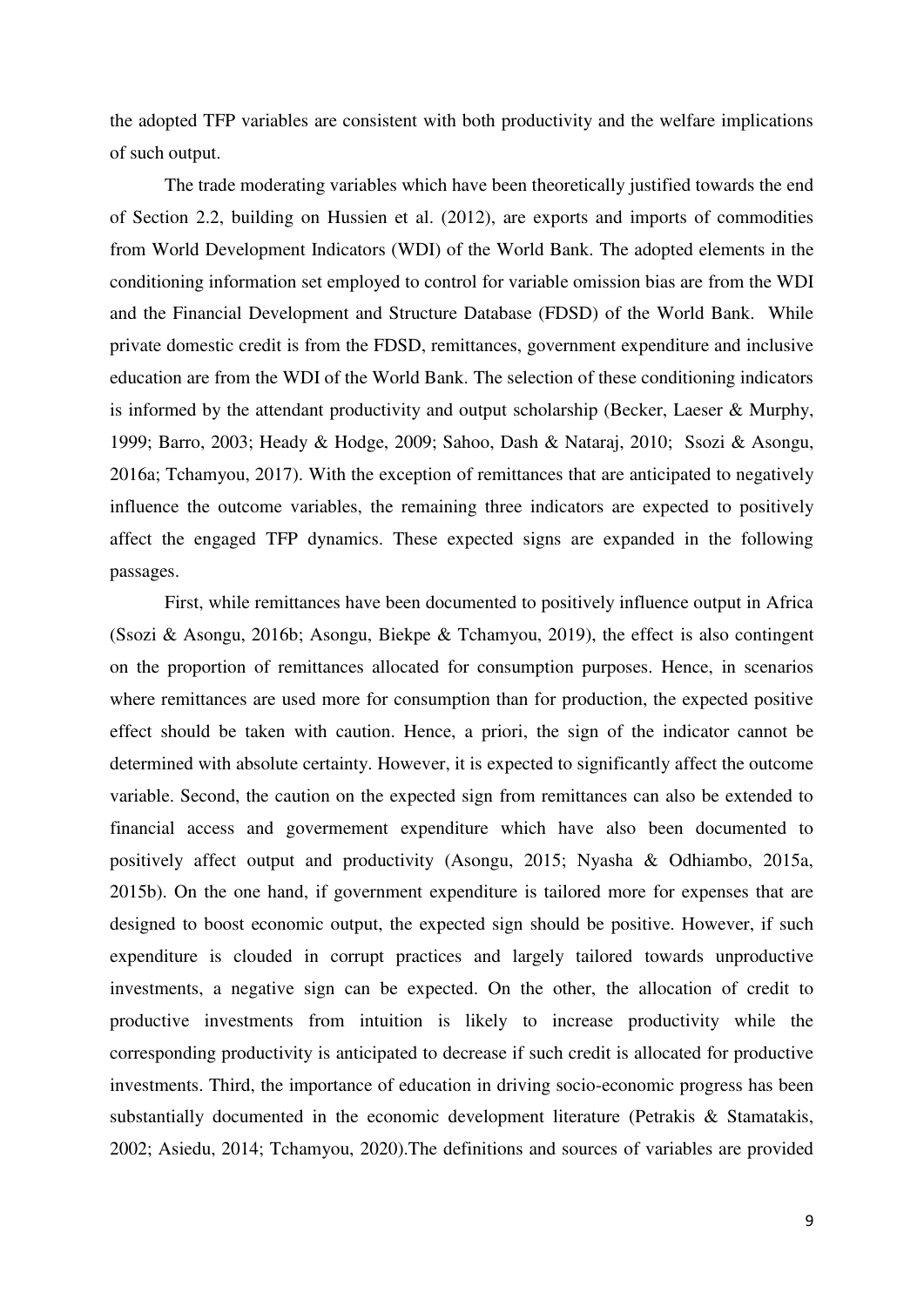the adopted TFP variables are consistent with both productivity and the welfare implications of such output.

The trade moderating variables which have been theoretically justified towards the end of Section 2.2, building on Hussien et al. (2012), are exports and imports of commodities from World Development Indicators (WDI) of the World Bank. The adopted elements in the conditioning information set employed to control for variable omission bias are from the WDI and the Financial Development and Structure Database (FDSD) of the World Bank. While private domestic credit is from the FDSD, remittances, government expenditure and inclusive education are from the WDI of the World Bank. The selection of these conditioning indicators is informed by the attendant productivity and output scholarship (Becker, Laeser & Murphy, 1999; Barro, 2003; Heady & Hodge, 2009; Sahoo, Dash & Nataraj, 2010; Ssozi & Asongu, 2016a; Tchamyou, 2017). With the exception of remittances that are anticipated to negatively influence the outcome variables, the remaining three indicators are expected to positively affect the engaged TFP dynamics. These expected signs are expanded in the following passages.

First, while remittances have been documented to positively influence output in Africa (Ssozi & Asongu, 2016b; Asongu, Biekpe & Tchamyou, 2019), the effect is also contingent on the proportion of remittances allocated for consumption purposes. Hence, in scenarios where remittances are used more for consumption than for production, the expected positive effect should be taken with caution. Hence, a priori, the sign of the indicator cannot be determined with absolute certainty. However, it is expected to significantly affect the outcome variable. Second, the caution on the expected sign from remittances can also be extended to financial access and govermement expenditure which have also been documented to positively affect output and productivity (Asongu, 2015; Nyasha & Odhiambo, 2015a, 2015b). On the one hand, if government expenditure is tailored more for expenses that are designed to boost economic output, the expected sign should be positive. However, if such expenditure is clouded in corrupt practices and largely tailored towards unproductive investments, a negative sign can be expected. On the other, the allocation of credit to productive investments from intuition is likely to increase productivity while the corresponding productivity is anticipated to decrease if such credit is allocated for productive investments. Third, the importance of education in driving socio-economic progress has been substantially documented in the economic development literature (Petrakis & Stamatakis, 2002; Asiedu, 2014; Tchamyou, 2020).The definitions and sources of variables are provided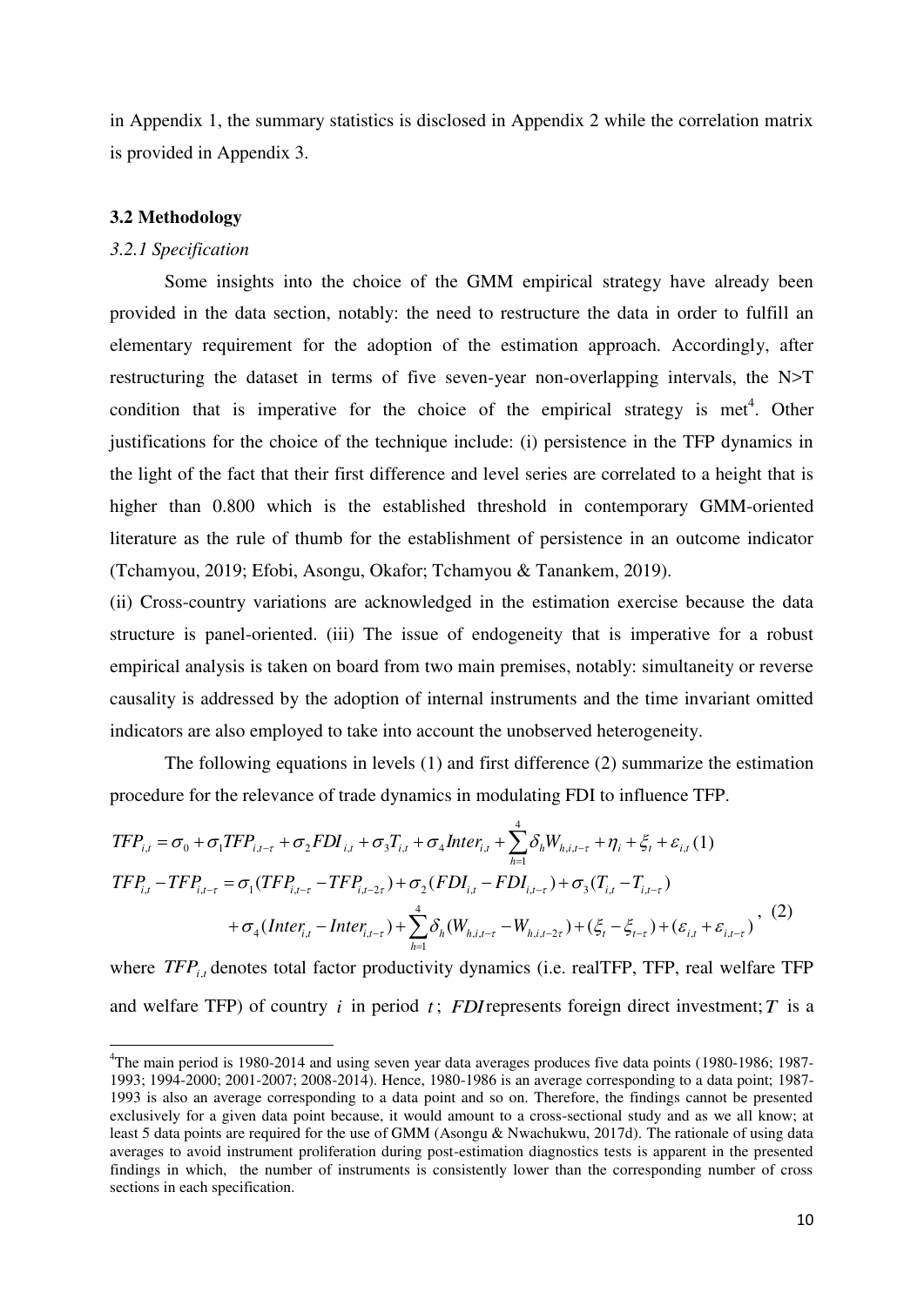in Appendix 1, the summary statistics is disclosed in Appendix 2 while the correlation matrix is provided in Appendix 3.

### 3.2 Methodology

#### *3.2.1 Specification*

Some insights into the choice of the GMM empirical strategy have already been provided in the data section, notably: the need to restructure the data in order to fulfill an elementary requirement for the adoption of the estimation approach. Accordingly, after restructuring the dataset in terms of five seven-year non-overlapping intervals, the N>T condition that is imperative for the choice of the empirical strategy is met[4]. Other justifications for the choice of the technique include: (i) persistence in the TFP dynamics in the light of the fact that their first difference and level series are correlated to a height that is higher than 0.800 which is the established threshold in contemporary GMM-oriented literature as the rule of thumb for the establishment of persistence in an outcome indicator (Tchamyou, 2019; Efobi, Asongu, Okafor; Tchamyou & Tanankem, 2019).

(ii) Cross-country variations are acknowledged in the estimation exercise because the data structure is panel-oriented. (iii) The issue of endogeneity that is imperative for a robust empirical analysis is taken on board from two main premises, notably: simultaneity or reverse causality is addressed by the adoption of internal instruments and the time invariant omitted indicators are also employed to take into account the unobserved heterogeneity.

The following equations in levels (1) and first difference (2) summarize the estimation procedure for the relevance of trade dynamics in modulating FDI to influence TFP.

$$TFP_{i,t} = \sigma_0 + \sigma_1 TFP_{i,t-\tau} + \sigma_2 FDI_{i,t} + \sigma_3 T_{i,t} + \sigma_4 Inter_{i,t} + \sum_{h=1}^{4} \delta_h W_{h,i,t-\tau} + \eta_i + \xi_t + \varepsilon_{i,t} \quad (1)$$

$$\begin{aligned} TFP_{i,t} - TFP_{i,t-\tau} &= \sigma_1 (TFP_{i,t-\tau} - TFP_{i,t-2\tau}) + \sigma_2 (FDI_{i,t} - FDI_{i,t-\tau}) + \sigma_3 (T_{i,t} - T_{i,t-\tau}) \\ &+ \sigma_4 (Inter_{i,t} - Inter_{i,t-\tau}) + \sum_{h=1}^{4} \delta_h (W_{h,i,t-\tau} - W_{h,i,t-2\tau}) + (\xi_t - \xi_{t-\tau}) + (\varepsilon_{i,t} + \varepsilon_{i,t-\tau}) \end{aligned}, \quad (2)$$

where $TFP_{i,t}$ denotes total factor productivity dynamics (i.e. realTFP, TFP, real welfare TFP and welfare TFP) of country $i$ in period $t$; $FDI$ represents foreign direct investment; $T$ is a

---

[4] The main period is 1980-2014 and using seven year data averages produces five data points (1980-1986; 1987-1993; 1994-2000; 2001-2007; 2008-2014). Hence, 1980-1986 is an average corresponding to a data point; 1987-1993 is also an average corresponding to a data point and so on. Therefore, the findings cannot be presented exclusively for a given data point because, it would amount to a cross-sectional study and as we all know; at least 5 data points are required for the use of GMM (Asongu & Nwachukwu, 2017d). The rationale of using data averages to avoid instrument proliferation during post-estimation diagnostics tests is apparent in the presented findings in which, the number of instruments is consistently lower than the corresponding number of cross sections in each specification.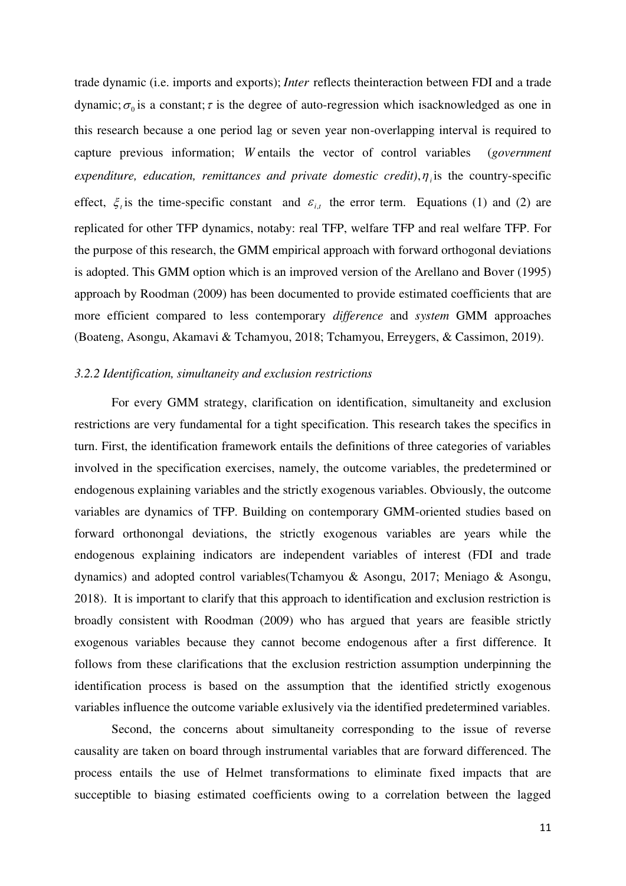trade dynamic (i.e. imports and exports); *Inter* reflects theinteraction between FDI and a trade dynamic; $\sigma_0$ is a constant; $\tau$ is the degree of auto-regression which isacknowledged as one in this research because a one period lag or seven year non-overlapping interval is required to capture previous information; $W$ entails the vector of control variables (*government expenditure, education, remittances and private domestic credit*), $\eta_i$ is the country-specific effect, $\xi_t$ is the time-specific constant and $\varepsilon_{i,t}$ the error term. Equations (1) and (2) are replicated for other TFP dynamics, notaby: real TFP, welfare TFP and real welfare TFP. For the purpose of this research, the GMM empirical approach with forward orthogonal deviations is adopted. This GMM option which is an improved version of the Arellano and Bover (1995) approach by Roodman (2009) has been documented to provide estimated coefficients that are more efficient compared to less contemporary *difference* and *system* GMM approaches (Boateng, Asongu, Akamavi & Tchamyou, 2018; Tchamyou, Erreygers, & Cassimon, 2019).

### *3.2.2 Identification, simultaneity and exclusion restrictions*

For every GMM strategy, clarification on identification, simultaneity and exclusion restrictions are very fundamental for a tight specification. This research takes the specifics in turn. First, the identification framework entails the definitions of three categories of variables involved in the specification exercises, namely, the outcome variables, the predetermined or endogenous explaining variables and the strictly exogenous variables. Obviously, the outcome variables are dynamics of TFP. Building on contemporary GMM-oriented studies based on forward orthonongal deviations, the strictly exogenous variables are years while the endogenous explaining indicators are independent variables of interest (FDI and trade dynamics) and adopted control variables(Tchamyou & Asongu, 2017; Meniago & Asongu, 2018). It is important to clarify that this approach to identification and exclusion restriction is broadly consistent with Roodman (2009) who has argued that years are feasible strictly exogenous variables because they cannot become endogenous after a first difference. It follows from these clarifications that the exclusion restriction assumption underpinning the identification process is based on the assumption that the identified strictly exogenous variables influence the outcome variable exlusively via the identified predetermined variables.

Second, the concerns about simultaneity corresponding to the issue of reverse causality are taken on board through instrumental variables that are forward differenced. The process entails the use of Helmet transformations to eliminate fixed impacts that are succeptible to biasing estimated coefficients owing to a correlation between the lagged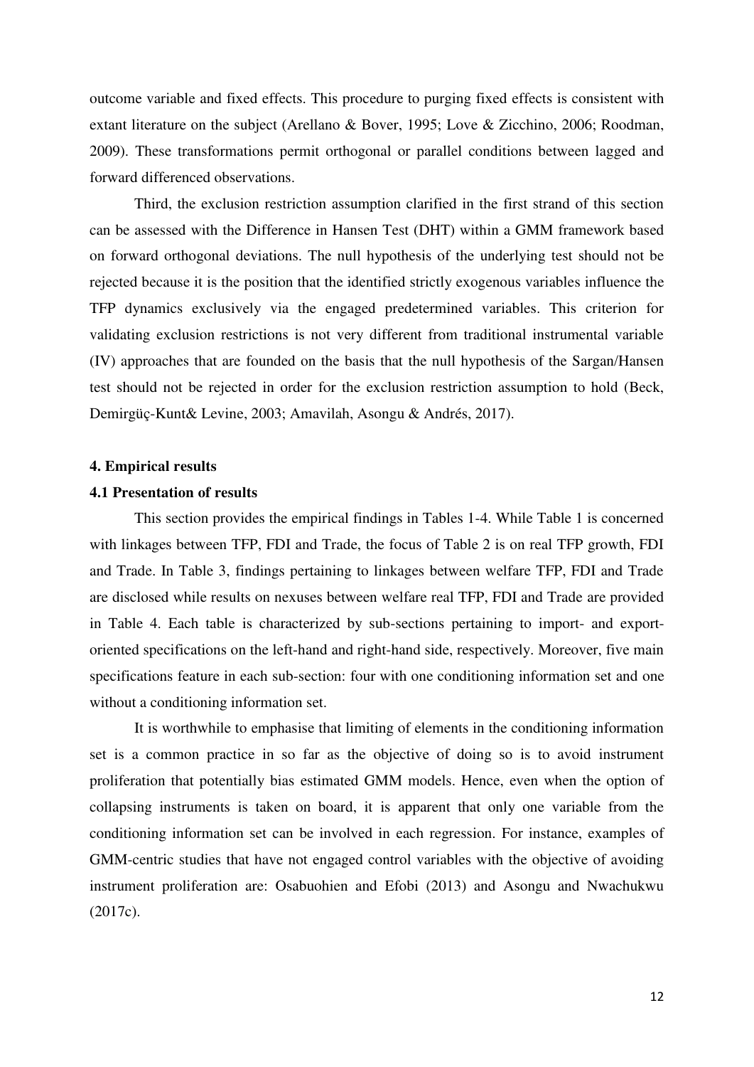outcome variable and fixed effects. This procedure to purging fixed effects is consistent with extant literature on the subject (Arellano & Bover, 1995; Love & Zicchino, 2006; Roodman, 2009). These transformations permit orthogonal or parallel conditions between lagged and forward differenced observations.

Third, the exclusion restriction assumption clarified in the first strand of this section can be assessed with the Difference in Hansen Test (DHT) within a GMM framework based on forward orthogonal deviations. The null hypothesis of the underlying test should not be rejected because it is the position that the identified strictly exogenous variables influence the TFP dynamics exclusively via the engaged predetermined variables. This criterion for validating exclusion restrictions is not very different from traditional instrumental variable (IV) approaches that are founded on the basis that the null hypothesis of the Sargan/Hansen test should not be rejected in order for the exclusion restriction assumption to hold (Beck, Demirgüç-Kunt& Levine, 2003; Amavilah, Asongu & Andrés, 2017).

## 4. Empirical results

### 4.1 Presentation of results

This section provides the empirical findings in Tables 1-4. While Table 1 is concerned with linkages between TFP, FDI and Trade, the focus of Table 2 is on real TFP growth, FDI and Trade. In Table 3, findings pertaining to linkages between welfare TFP, FDI and Trade are disclosed while results on nexuses between welfare real TFP, FDI and Trade are provided in Table 4. Each table is characterized by sub-sections pertaining to import- and export-oriented specifications on the left-hand and right-hand side, respectively. Moreover, five main specifications feature in each sub-section: four with one conditioning information set and one without a conditioning information set.

It is worthwhile to emphasise that limiting of elements in the conditioning information set is a common practice in so far as the objective of doing so is to avoid instrument proliferation that potentially bias estimated GMM models. Hence, even when the option of collapsing instruments is taken on board, it is apparent that only one variable from the conditioning information set can be involved in each regression. For instance, examples of GMM-centric studies that have not engaged control variables with the objective of avoiding instrument proliferation are: Osabuohien and Efobi (2013) and Asongu and Nwachukwu (2017c).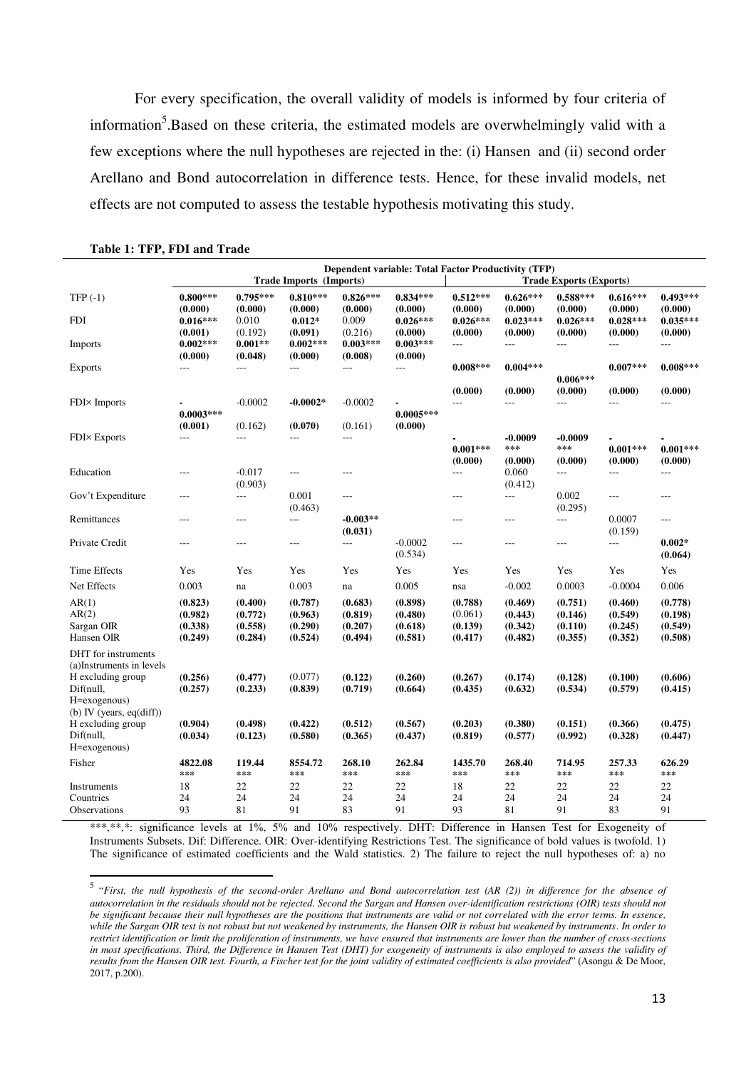For every specification, the overall validity of models is informed by four criteria of information[5]. Based on these criteria, the estimated models are overwhelmingly valid with a few exceptions where the null hypotheses are rejected in the: (i) Hansen and (ii) second order Arellano and Bond autocorrelation in difference tests. Hence, for these invalid models, net effects are not computed to assess the testable hypothesis motivating this study.

**Table 1: TFP, FDI and Trade**

| | Dependent variable: Total Factor Productivity (TFP) | | | | | | | | | |
|---|---|---|---|---|---|---|---|---|---|---|
| | **Trade Imports (Imports)** | | | | | **Trade Exports (Exports)** | | | | |
| TFP (-1) | **0.800***\*** | **0.795***\*** | **0.810***\*** | **0.826***\*** | **0.834***\*** | **0.512***\*** | **0.626***\*** | **0.588***\*** | **0.616***\*** | **0.493***\*** |
| | **(0.000)** | **(0.000)** | **(0.000)** | **(0.000)** | **(0.000)** | **(0.000)** | **(0.000)** | **(0.000)** | **(0.000)** | **(0.000)** |
| FDI | **0.016***\*** | 0.010 | **0.012*** | 0.009 | **0.026***\*** | **0.026***\*** | **0.023***\*** | **0.026***\*** | **0.028***\*** | **0.035***\*** |
| | **(0.001)** | (0.192) | **(0.091)** | (0.216) | **(0.000)** | **(0.000)** | **(0.000)** | **(0.000)** | **(0.000)** | **(0.000)** |
| Imports | **0.002***\*** | **0.001**\*** | **0.002***\*** | **0.003***\*** | **0.003***\*** | --- | --- | --- | --- | --- |
| | **(0.000)** | **(0.048)** | **(0.000)** | **(0.008)** | **(0.000)** | | | | | |
| Exports | --- | --- | --- | --- | --- | **0.008***\*** | **0.004***\*** | **0.006***\*** | **0.007***\*** | **0.008***\*** |
| | | | | | | **(0.000)** | **(0.000)** | **(0.000)** | **(0.000)** | **(0.000)** |
| FDI× Imports | **-0.0003***\*** | -0.0002 | **-0.0002*** | -0.0002 | **-0.0005***\*** | --- | --- | --- | --- | --- |
| | **(0.001)** | (0.162) | **(0.070)** | (0.161) | **(0.000)** | | | | | |
| FDI× Exports | --- | --- | --- | --- | | **-0.001***\*** | **-0.0009***\*** | **-0.0009***\*** | **-0.001***\*** | **-0.001***\*** |
| | | | | | | **(0.000)** | **(0.000)** | **(0.000)** | **(0.000)** | **(0.000)** |
| Education | --- | -0.017 | --- | --- | | --- | 0.060 | --- | --- | --- |
| | | (0.903) | | | | | (0.412) | | | |
| Gov't Expenditure | --- | --- | 0.001 | --- | | --- | --- | 0.002 | --- | --- |
| | | | (0.463) | | | | | (0.295) | | |
| Remittances | --- | --- | --- | **-0.003**\*** | | --- | --- | --- | 0.0007 | --- |
| | | | | **(0.031)** | | | | | (0.159) | |
| Private Credit | --- | --- | --- | --- | -0.0002 | --- | --- | --- | --- | **0.002*** |
| | | | | | (0.534) | | | | | **(0.064)** |
| Time Effects | Yes | Yes | Yes | Yes | Yes | Yes | Yes | Yes | Yes | Yes |
| Net Effects | 0.003 | na | 0.003 | na | 0.005 | nsa | -0.002 | 0.0003 | -0.0004 | 0.006 |
| AR(1) | **(0.823)** | **(0.400)** | **(0.787)** | **(0.683)** | **(0.898)** | **(0.788)** | **(0.469)** | **(0.751)** | **(0.460)** | **(0.778)** |
| AR(2) | **(0.982)** | **(0.772)** | **(0.963)** | **(0.819)** | **(0.480)** | (0.061) | **(0.443)** | **(0.146)** | **(0.549)** | **(0.198)** |
| Sargan OIR | **(0.338)** | **(0.558)** | **(0.290)** | **(0.207)** | **(0.618)** | **(0.139)** | **(0.342)** | **(0.110)** | **(0.245)** | **(0.549)** |
| Hansen OIR | **(0.249)** | **(0.284)** | **(0.524)** | **(0.494)** | **(0.581)** | **(0.417)** | **(0.482)** | **(0.355)** | **(0.352)** | **(0.508)** |
| DHT for instruments | | | | | | | | | | |
| (a)Instruments in levels | | | | | | | | | | |
| H excluding group | **(0.256)** | **(0.477)** | (0.077) | **(0.122)** | **(0.260)** | **(0.267)** | **(0.174)** | **(0.128)** | **(0.100)** | **(0.606)** |
| Dif(null, H=exogenous) | **(0.257)** | **(0.233)** | **(0.839)** | **(0.719)** | **(0.664)** | **(0.435)** | **(0.632)** | **(0.534)** | **(0.579)** | **(0.415)** |
| (b) IV (years, eq(diff)) | | | | | | | | | | |
| H excluding group | **(0.904)** | **(0.498)** | **(0.422)** | **(0.512)** | **(0.567)** | **(0.203)** | **(0.380)** | **(0.151)** | **(0.366)** | **(0.475)** |
| Dif(null, H=exogenous) | **(0.034)** | **(0.123)** | **(0.580)** | **(0.365)** | **(0.437)** | **(0.819)** | **(0.577)** | **(0.992)** | **(0.328)** | **(0.447)** |
| Fisher | **4822.08***\*** | **119.44***\*** | **8554.72***\*** | **268.10***\*** | **262.84***\*** | **1435.70***\*** | **268.40***\*** | **714.95***\*** | **257.33***\*** | **626.29***\*** |
| Instruments | 18 | 22 | 22 | 22 | 22 | 18 | 22 | 22 | 22 | 22 |
| Countries | 24 | 24 | 24 | 24 | 24 | 24 | 24 | 24 | 24 | 24 |
| Observations | 93 | 81 | 91 | 83 | 91 | 93 | 81 | 91 | 83 | 91 |

\*\*\*,\*\*,\*: significance levels at 1%, 5% and 10% respectively. DHT: Difference in Hansen Test for Exogeneity of Instruments Subsets. Dif: Difference. OIR: Over-identifying Restrictions Test. The significance of bold values is twofold. 1) The significance of estimated coefficients and the Wald statistics. 2) The failure to reject the null hypotheses of: a) no

[5] "*First, the null hypothesis of the second-order Arellano and Bond autocorrelation test (AR (2)) in difference for the absence of autocorrelation in the residuals should not be rejected. Second the Sargan and Hansen over-identification restrictions (OIR) tests should not be significant because their null hypotheses are the positions that instruments are valid or not correlated with the error terms. In essence, while the Sargan OIR test is not robust but not weakened by instruments, the Hansen OIR is robust but weakened by instruments. In order to restrict identification or limit the proliferation of instruments, we have ensured that instruments are lower than the number of cross-sections in most specifications. Third, the Difference in Hansen Test (DHT) for exogeneity of instruments is also employed to assess the validity of results from the Hansen OIR test. Fourth, a Fischer test for the joint validity of estimated coefficients is also provided*" (Asongu & De Moor, 2017, p.200).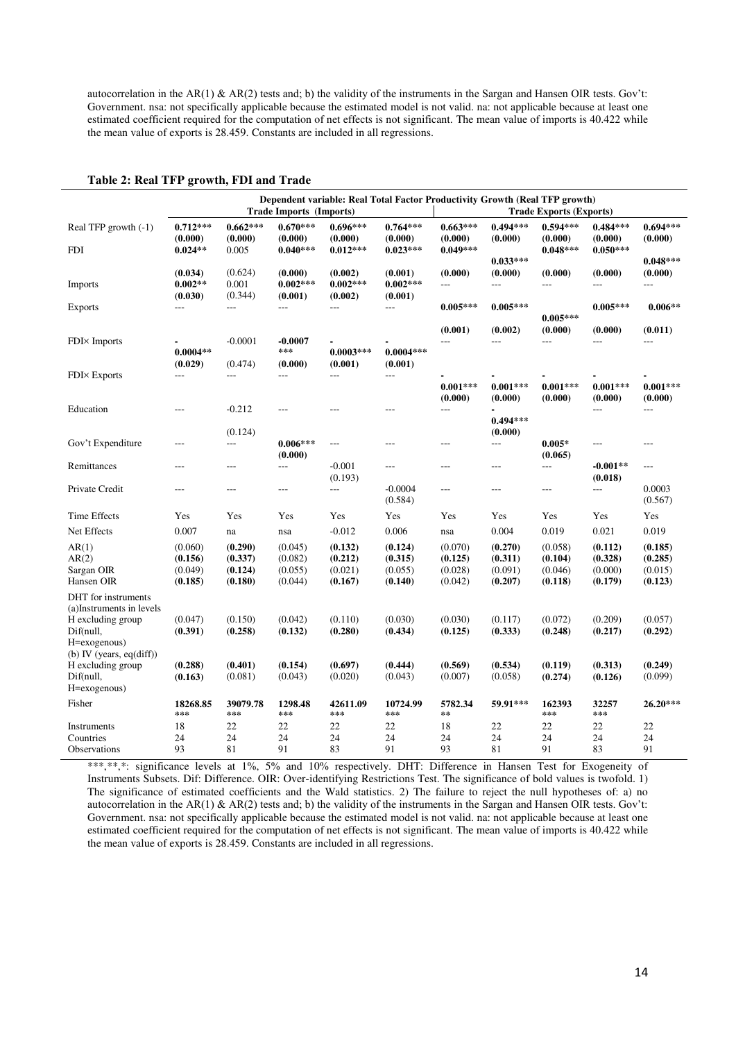autocorrelation in the AR(1) & AR(2) tests and; b) the validity of the instruments in the Sargan and Hansen OIR tests. Gov't: Government. nsa: not specifically applicable because the estimated model is not valid. na: not applicable because at least one estimated coefficient required for the computation of net effects is not significant. The mean value of imports is 40.422 while the mean value of exports is 28.459. Constants are included in all regressions.

**Table 2: Real TFP growth, FDI and Trade**

| | Dependent variable: Real Total Factor Productivity Growth (Real TFP growth) | | | | | | | | | |
|---|---|---|---|---|---|---|---|---|---|---|
| | Trade Imports (Imports) | | | | | Trade Exports (Exports) | | | | |
| Real TFP growth (-1) | **0.712*** (0.000)** | **0.662*** (0.000)** | **0.670*** (0.000)** | **0.696*** (0.000)** | **0.764*** (0.000)** | **0.663*** (0.000)** | **0.494*** (0.000)** | **0.594*** (0.000)** | **0.484*** (0.000)** | **0.694*** (0.000)** |
| FDI | **0.024** (0.034)** | 0.005 (0.624) | **0.040*** (0.000)** | **0.012*** (0.002)** | **0.023*** (0.001)** | **0.049*** (0.000)** | **0.033*** (0.000)** | **0.048*** (0.000)** | **0.050*** (0.000)** | **0.048*** (0.000)** |
| Imports | **0.002** (0.030)** | 0.001 (0.344) | **0.002*** (0.001)** | **0.002*** (0.002)** | **0.002*** (0.001)** | --- | --- | --- | --- | --- |
| Exports | --- | --- | --- | --- | --- | **0.005*** (0.001)** | **0.005*** (0.002)** | **0.005*** (0.000)** | **0.005*** (0.000)** | **0.006** (0.011)** |
| FDI× Imports | **-0.0004** (0.029)** | -0.0001 (0.474) | **-0.0007*** (0.000)** | **-0.0003*** (0.001)** | **-0.0004*** (0.001)** | --- | --- | --- | --- | --- |
| FDI× Exports | --- | --- | --- | --- | --- | **-0.001*** (0.000)** | **-0.001*** (0.000)** | **-0.001*** (0.000)** | **-0.001*** (0.000)** | **-0.001*** (0.000)** |
| Education | --- | -0.212 (0.124) | --- | --- | --- | --- | **-0.494*** (0.000)** | --- | --- | --- |
| Gov't Expenditure | --- | --- | **0.006*** (0.000)** | --- | --- | --- | --- | **0.005* (0.065)** | --- | --- |
| Remittances | --- | --- | --- | -0.001 (0.193) | --- | --- | --- | --- | **-0.001** (0.018)** | --- |
| Private Credit | --- | --- | --- | --- | -0.0004 (0.584) | --- | --- | --- | --- | 0.0003 (0.567) |
| Time Effects | Yes | Yes | Yes | Yes | Yes | Yes | Yes | Yes | Yes | Yes |
| Net Effects | 0.007 | na | nsa | -0.012 | 0.006 | nsa | 0.004 | 0.019 | 0.021 | 0.019 |
| AR(1) | (0.060) | **(0.290)** | (0.045) | **(0.132)** | **(0.124)** | (0.070) | **(0.270)** | (0.058) | **(0.112)** | **(0.185)** |
| AR(2) | **(0.156)** | **(0.337)** | (0.082) | **(0.212)** | **(0.315)** | **(0.125)** | **(0.311)** | **(0.104)** | **(0.328)** | **(0.285)** |
| Sargan OIR | (0.049) | **(0.124)** | (0.055) | (0.021) | (0.055) | (0.028) | (0.091) | (0.046) | (0.000) | (0.015) |
| Hansen OIR | **(0.185)** | **(0.180)** | (0.044) | **(0.167)** | **(0.140)** | (0.042) | **(0.207)** | **(0.118)** | **(0.179)** | **(0.123)** |
| DHT for instruments | | | | | | | | | | |
| (a)Instruments in levels | | | | | | | | | | |
| H excluding group | (0.047) | (0.150) | (0.042) | (0.110) | (0.030) | (0.030) | (0.117) | (0.072) | (0.209) | (0.057) |
| Dif(null, H=exogenous) | **(0.391)** | **(0.258)** | **(0.132)** | **(0.280)** | **(0.434)** | **(0.125)** | **(0.333)** | **(0.248)** | **(0.217)** | **(0.292)** |
| (b) IV (years, eq(diff)) | | | | | | | | | | |
| H excluding group | **(0.288)** | **(0.401)** | **(0.154)** | **(0.697)** | **(0.444)** | **(0.569)** | **(0.534)** | **(0.119)** | **(0.313)** | **(0.249)** |
| Dif(null, H=exogenous) | **(0.163)** | (0.081) | (0.043) | (0.020) | (0.043) | (0.007) | (0.058) | **(0.274)** | **(0.126)** | (0.099) |
| Fisher | 18268.85*** | 39079.78*** | 1298.48*** | 42611.09*** | 10724.99*** | 5782.34** | 59.91*** | 162393*** | 32257*** | 26.20*** |
| Instruments | 18 | 22 | 22 | 22 | 22 | 18 | 22 | 22 | 22 | 22 |
| Countries | 24 | 24 | 24 | 24 | 24 | 24 | 24 | 24 | 24 | 24 |
| Observations | 93 | 81 | 91 | 83 | 91 | 93 | 81 | 91 | 83 | 91 |

***,**,*: significance levels at 1%, 5% and 10% respectively. DHT: Difference in Hansen Test for Exogeneity of Instruments Subsets. Dif: Difference. OIR: Over-identifying Restrictions Test. The significance of bold values is twofold. 1) The significance of estimated coefficients and the Wald statistics. 2) The failure to reject the null hypotheses of: a) no autocorrelation in the AR(1) & AR(2) tests and; b) the validity of the instruments in the Sargan and Hansen OIR tests. Gov't: Government. nsa: not specifically applicable because the estimated model is not valid. na: not applicable because at least one estimated coefficient required for the computation of net effects is not significant. The mean value of imports is 40.422 while the mean value of exports is 28.459. Constants are included in all regressions.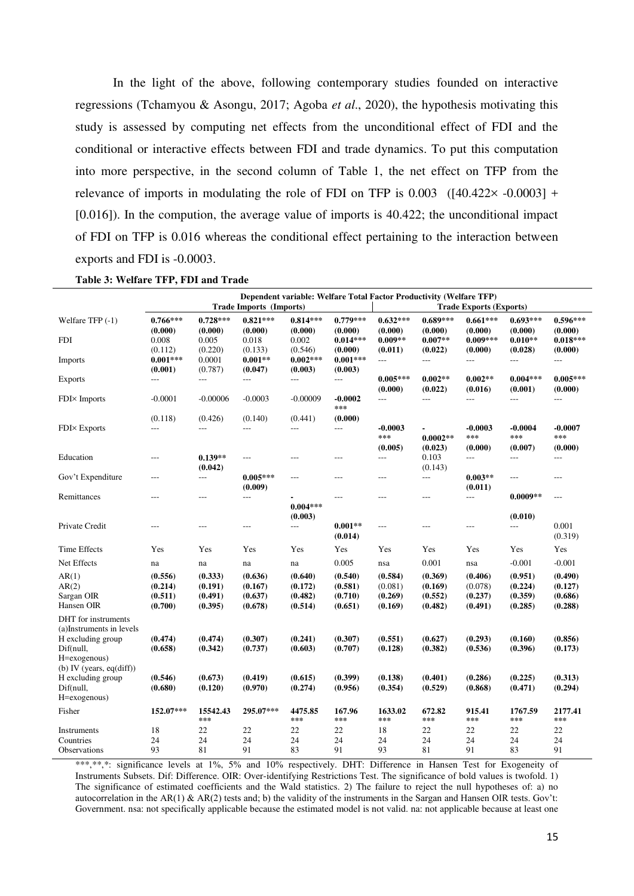In the light of the above, following contemporary studies founded on interactive regressions (Tchamyou & Asongu, 2017; Agoba *et al*., 2020), the hypothesis motivating this study is assessed by computing net effects from the unconditional effect of FDI and the conditional or interactive effects between FDI and trade dynamics. To put this computation into more perspective, in the second column of Table 1, the net effect on TFP from the relevance of imports in modulating the role of FDI on TFP is 0.003 ([40.422× -0.0003] + [0.016]). In the compution, the average value of imports is 40.422; the unconditional impact of FDI on TFP is 0.016 whereas the conditional effect pertaining to the interaction between exports and FDI is -0.0003.

**Table 3: Welfare TFP, FDI and Trade**

| | Dependent variable: Welfare Total Factor Productivity (Welfare TFP) | | | | | | | | | |
|---|---|---|---|---|---|---|---|---|---|---|
| | Trade Imports (Imports) | | | | | Trade Exports (Exports) | | | | |
| Welfare TFP (-1) | **0.766*** (0.000)** | **0.728*** (0.000)** | **0.821*** (0.000)** | **0.814*** (0.000)** | **0.779*** (0.000)** | **0.632*** (0.000)** | **0.689*** (0.000)** | **0.661*** (0.000)** | **0.693*** (0.000)** | **0.596*** (0.000)** |
| FDI | 0.008 (0.112) | 0.005 (0.220) | 0.018 (0.133) | 0.002 (0.546) | **0.014*** (0.000)** | **0.009** (0.011)** | **0.007** (0.022)** | **0.009*** (0.000)** | **0.010** (0.028)** | **0.018*** (0.000)** |
| Imports | **0.001*** (0.001)** | 0.0001 (0.787) | **0.001** (0.047)** | **0.002*** (0.003)** | **0.001*** (0.003)** | --- | --- | --- | --- | --- |
| Exports | --- | --- | --- | --- | --- | **0.005*** (0.000)** | **0.002** (0.022)** | **0.002** (0.016)** | **0.004*** (0.001)** | **0.005*** (0.000)** |
| FDI× Imports | -0.0001 (0.118) | -0.00006 (0.426) | -0.0003 (0.140) | -0.00009 (0.441) | **-0.0002*** (0.000)** | --- | --- | --- | --- | --- |
| FDI× Exports | --- | --- | --- | --- | --- | **-0.0003*** (0.005)** | **-0.0002** (0.023)** | **-0.0003*** (0.000)** | **-0.0004*** (0.007)** | **-0.0007*** (0.000)** |
| Education | --- | **0.139** (0.042)** | --- | --- | --- | --- | 0.103 (0.143) | --- | --- | --- |
| Gov't Expenditure | --- | --- | **0.005*** (0.009)** | --- | --- | --- | --- | **0.003** (0.011)** | --- | --- |
| Remittances | --- | --- | --- | **-0.004*** (0.003)** | --- | --- | --- | --- | **0.0009** (0.010)** | --- |
| Private Credit | --- | --- | --- | --- | **0.001** (0.014)** | --- | --- | --- | --- | 0.001 (0.319) |
| Time Effects | Yes | Yes | Yes | Yes | Yes | Yes | Yes | Yes | Yes | Yes |
| Net Effects | na | na | na | na | 0.005 | nsa | 0.001 | nsa | -0.001 | -0.001 |
| AR(1) | **(0.556)** | **(0.333)** | **(0.636)** | **(0.640)** | **(0.540)** | **(0.584)** | **(0.369)** | **(0.406)** | **(0.951)** | **(0.490)** |
| AR(2) | **(0.214)** | **(0.191)** | **(0.167)** | **(0.172)** | **(0.581)** | (0.081) | **(0.169)** | (0.078) | **(0.224)** | **(0.127)** |
| Sargan OIR | **(0.511)** | **(0.491)** | **(0.637)** | **(0.482)** | **(0.710)** | **(0.269)** | **(0.552)** | **(0.237)** | **(0.359)** | **(0.686)** |
| Hansen OIR | **(0.700)** | **(0.395)** | **(0.678)** | **(0.514)** | **(0.651)** | **(0.169)** | **(0.482)** | **(0.491)** | **(0.285)** | **(0.288)** |
| DHT for instruments | | | | | | | | | | |
| (a)Instruments in levels | | | | | | | | | | |
| H excluding group | **(0.474)** | **(0.474)** | **(0.307)** | **(0.241)** | **(0.307)** | **(0.551)** | **(0.627)** | **(0.293)** | **(0.160)** | **(0.856)** |
| Dif(null, H=exogenous) | **(0.658)** | **(0.342)** | **(0.737)** | **(0.603)** | **(0.707)** | **(0.128)** | **(0.382)** | **(0.536)** | **(0.396)** | **(0.173)** |
| (b) IV (years, eq(diff)) | | | | | | | | | | |
| H excluding group | **(0.546)** | **(0.673)** | **(0.419)** | **(0.615)** | **(0.399)** | **(0.138)** | **(0.401)** | **(0.286)** | **(0.225)** | **(0.313)** |
| Dif(null, H=exogenous) | **(0.680)** | **(0.120)** | **(0.970)** | **(0.274)** | **(0.956)** | **(0.354)** | **(0.529)** | **(0.868)** | **(0.471)** | **(0.294)** |
| Fisher | **152.07*** | **15542.43*** | **295.07*** | **4475.85*** | **167.96*** | **1633.02*** | **672.82*** | **915.41*** | **1767.59*** | **2177.41*** |
| Instruments | 18 | 22 | 22 | 22 | 22 | 18 | 22 | 22 | 22 | 22 |
| Countries | 24 | 24 | 24 | 24 | 24 | 24 | 24 | 24 | 24 | 24 |
| Observations | 93 | 81 | 91 | 83 | 91 | 93 | 81 | 91 | 83 | 91 |

***,**,*: significance levels at 1%, 5% and 10% respectively. DHT: Difference in Hansen Test for Exogeneity of Instruments Subsets. Dif: Difference. OIR: Over-identifying Restrictions Test. The significance of bold values is twofold. 1) The significance of estimated coefficients and the Wald statistics. 2) The failure to reject the null hypotheses of: a) no autocorrelation in the AR(1) & AR(2) tests and; b) the validity of the instruments in the Sargan and Hansen OIR tests. Gov't: Government. nsa: not specifically applicable because the estimated model is not valid. na: not applicable because at least one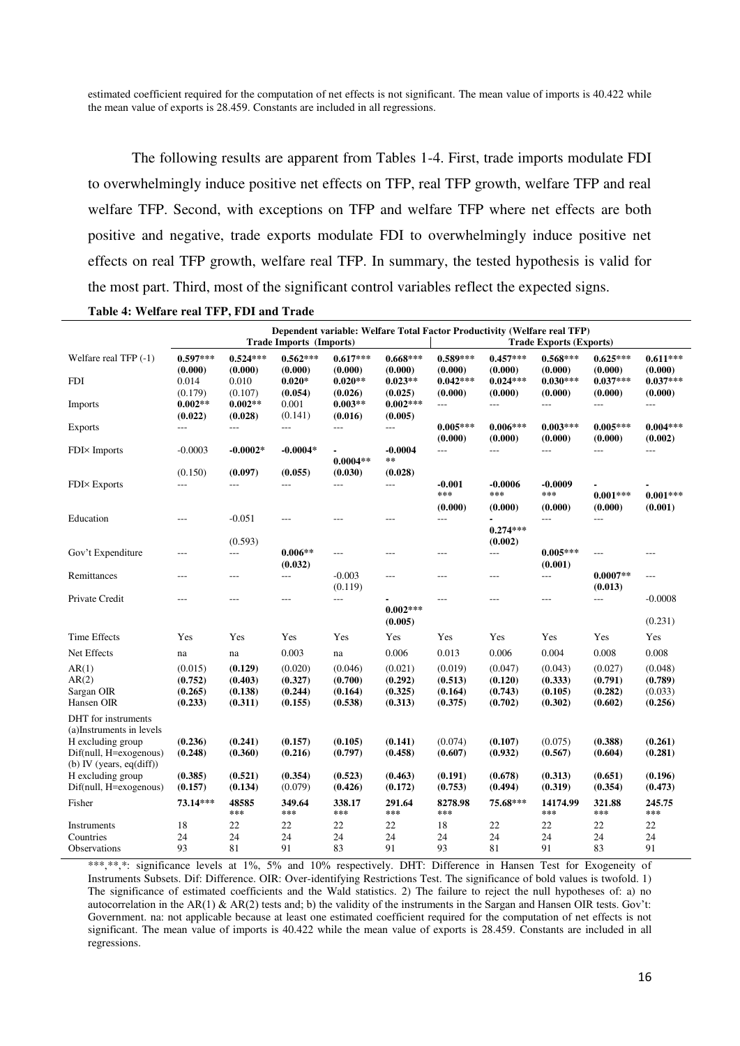estimated coefficient required for the computation of net effects is not significant. The mean value of imports is 40.422 while the mean value of exports is 28.459. Constants are included in all regressions.

The following results are apparent from Tables 1-4. First, trade imports modulate FDI to overwhelmingly induce positive net effects on TFP, real TFP growth, welfare TFP and real welfare TFP. Second, with exceptions on TFP and welfare TFP where net effects are both positive and negative, trade exports modulate FDI to overwhelmingly induce positive net effects on real TFP growth, welfare real TFP. In summary, the tested hypothesis is valid for the most part. Third, most of the significant control variables reflect the expected signs.

**Table 4: Welfare real TFP, FDI and Trade**

| | Dependent variable: Welfare Total Factor Productivity (Welfare real TFP) | | | | | | | | | |
|---|---|---|---|---|---|---|---|---|---|---|
| | Trade Imports (Imports) | | | | | Trade Exports (Exports) | | | | |
| Welfare real TFP (-1) | **0.597*** (0.000)** | **0.524*** (0.000)** | **0.562*** (0.000)** | **0.617*** (0.000)** | **0.668*** (0.000)** | **0.589*** (0.000)** | **0.457*** (0.000)** | **0.568*** (0.000)** | **0.625*** (0.000)** | **0.611*** (0.000)** |
| FDI | 0.014 (0.179) | 0.010 (0.107) | **0.020* (0.054)** | **0.020** (0.026)** | **0.023** (0.025)** | **0.042*** (0.000)** | **0.024*** (0.000)** | **0.030*** (0.000)** | **0.037*** (0.000)** | **0.037*** (0.000)** |
| Imports | **0.002** (0.022)** | **0.002** (0.028)** | 0.001 (0.141) | **0.003** (0.016)** | **0.002*** (0.005)** | --- | --- | --- | --- | --- |
| Exports | --- | --- | --- | --- | --- | **0.005*** (0.000)** | **0.006*** (0.000)** | **0.003*** (0.000)** | **0.005*** (0.000)** | **0.004*** (0.002)** |
| FDI× Imports | -0.0003 (0.150) | **-0.0002* (0.097)** | **-0.0004* (0.055)** | **-0.0004** (0.030)** | **-0.0004** (0.028)** | --- | --- | --- | --- | --- |
| FDI× Exports | --- | --- | --- | --- | --- | **-0.001*** (0.000)** | **-0.0006*** (0.000)** | **-0.0009*** (0.000)** | **-0.001*** (0.000)** | **-0.001*** (0.001)** |
| Education | --- | -0.051 (0.593) | --- | --- | --- | --- | **-0.274*** (0.002)** | --- | --- | |
| Gov't Expenditure | --- | --- | **0.006** (0.032)** | --- | --- | --- | --- | **0.005*** (0.001)** | --- | --- |
| Remittances | --- | --- | --- | -0.003 (0.119) | --- | --- | --- | --- | **0.0007** (0.013)** | --- |
| Private Credit | --- | --- | --- | --- | **-0.002*** (0.005)** | --- | --- | --- | --- | -0.0008 (0.231) |
| Time Effects | Yes | Yes | Yes | Yes | Yes | Yes | Yes | Yes | Yes | Yes |
| Net Effects | na | na | 0.003 | na | 0.006 | 0.013 | 0.006 | 0.004 | 0.008 | 0.008 |
| AR(1) | (0.015) | **(0.129)** | (0.020) | (0.046) | (0.021) | (0.019) | (0.047) | (0.043) | (0.027) | (0.048) |
| AR(2) | **(0.752)** | **(0.403)** | **(0.327)** | **(0.700)** | **(0.292)** | **(0.513)** | **(0.120)** | **(0.333)** | **(0.791)** | **(0.789)** |
| Sargan OIR | **(0.265)** | **(0.138)** | **(0.244)** | **(0.164)** | **(0.325)** | **(0.164)** | **(0.743)** | **(0.105)** | **(0.282)** | (0.033) |
| Hansen OIR | **(0.233)** | **(0.311)** | **(0.155)** | **(0.538)** | **(0.313)** | **(0.375)** | **(0.702)** | **(0.302)** | **(0.602)** | **(0.256)** |
| DHT for instruments | | | | | | | | | | |
| (a)Instruments in levels | | | | | | | | | | |
| H excluding group | **(0.236)** | **(0.241)** | **(0.157)** | **(0.105)** | **(0.141)** | (0.074) | **(0.107)** | (0.075) | **(0.388)** | **(0.261)** |
| Dif(null, H=exogenous) | **(0.248)** | **(0.360)** | **(0.216)** | **(0.797)** | **(0.458)** | **(0.607)** | **(0.932)** | **(0.567)** | **(0.604)** | **(0.281)** |
| (b) IV (years, eq(diff)) | | | | | | | | | | |
| H excluding group | **(0.385)** | **(0.521)** | **(0.354)** | **(0.523)** | **(0.463)** | **(0.191)** | **(0.678)** | **(0.313)** | **(0.651)** | **(0.196)** |
| Dif(null, H=exogenous) | **(0.157)** | **(0.134)** | (0.079) | **(0.426)** | **(0.172)** | **(0.753)** | **(0.494)** | **(0.319)** | **(0.354)** | **(0.473)** |
| Fisher | **73.14*** | **48585*** | **349.64*** | **338.17*** | **291.64*** | **8278.98*** | **75.68*** | **14174.99*** | **321.88*** | **245.75*** |
| Instruments | 18 | 22 | 22 | 22 | 22 | 18 | 22 | 22 | 22 | 22 |
| Countries | 24 | 24 | 24 | 24 | 24 | 24 | 24 | 24 | 24 | 24 |
| Observations | 93 | 81 | 91 | 83 | 91 | 93 | 81 | 91 | 83 | 91 |

***,**,*: significance levels at 1%, 5% and 10% respectively. DHT: Difference in Hansen Test for Exogeneity of Instruments Subsets. Dif: Difference. OIR: Over-identifying Restrictions Test. The significance of bold values is twofold. 1) The significance of estimated coefficients and the Wald statistics. 2) The failure to reject the null hypotheses of: a) no autocorrelation in the AR(1) & AR(2) tests and; b) the validity of the instruments in the Sargan and Hansen OIR tests. Gov't: Government. na: not applicable because at least one estimated coefficient required for the computation of net effects is not significant. The mean value of imports is 40.422 while the mean value of exports is 28.459. Constants are included in all regressions.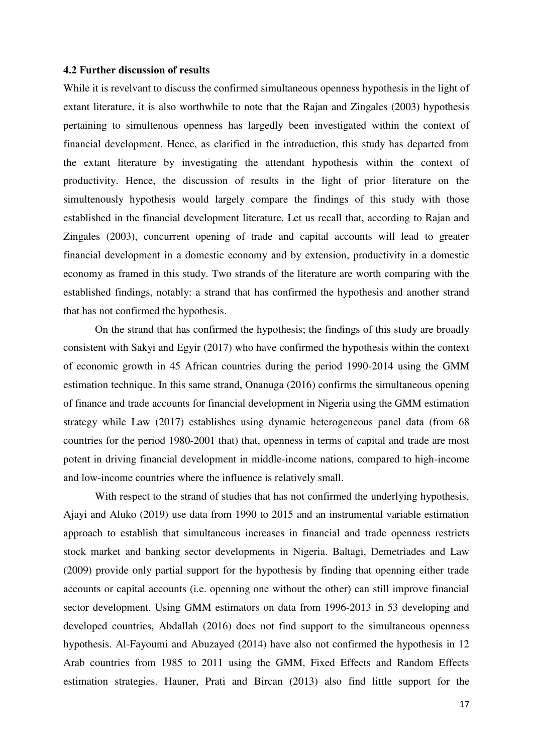### 4.2 Further discussion of results

While it is revelvant to discuss the confirmed simultaneous openness hypothesis in the light of extant literature, it is also worthwhile to note that the Rajan and Zingales (2003) hypothesis pertaining to simultenous openness has largedly been investigated within the context of financial development. Hence, as clarified in the introduction, this study has departed from the extant literature by investigating the attendant hypothesis within the context of productivity. Hence, the discussion of results in the light of prior literature on the simultenously hypothesis would largely compare the findings of this study with those established in the financial development literature. Let us recall that, according to Rajan and Zingales (2003), concurrent opening of trade and capital accounts will lead to greater financial development in a domestic economy and by extension, productivity in a domestic economy as framed in this study. Two strands of the literature are worth comparing with the established findings, notably: a strand that has confirmed the hypothesis and another strand that has not confirmed the hypothesis.

On the strand that has confirmed the hypothesis; the findings of this study are broadly consistent with Sakyi and Egyir (2017) who have confirmed the hypothesis within the context of economic growth in 45 African countries during the period 1990-2014 using the GMM estimation technique. In this same strand, Onanuga (2016) confirms the simultaneous opening of finance and trade accounts for financial development in Nigeria using the GMM estimation strategy while Law (2017) establishes using dynamic heterogeneous panel data (from 68 countries for the period 1980-2001 that) that, openness in terms of capital and trade are most potent in driving financial development in middle-income nations, compared to high-income and low-income countries where the influence is relatively small.

With respect to the strand of studies that has not confirmed the underlying hypothesis, Ajayi and Aluko (2019) use data from 1990 to 2015 and an instrumental variable estimation approach to establish that simultaneous increases in financial and trade openness restricts stock market and banking sector developments in Nigeria. Baltagi, Demetriades and Law (2009) provide only partial support for the hypothesis by finding that openning either trade accounts or capital accounts (i.e. openning one without the other) can still improve financial sector development. Using GMM estimators on data from 1996-2013 in 53 developing and developed countries, Abdallah (2016) does not find support to the simultaneous openness hypothesis. Al-Fayoumi and Abuzayed (2014) have also not confirmed the hypothesis in 12 Arab countries from 1985 to 2011 using the GMM, Fixed Effects and Random Effects estimation strategies. Hauner, Prati and Bircan (2013) also find little support for the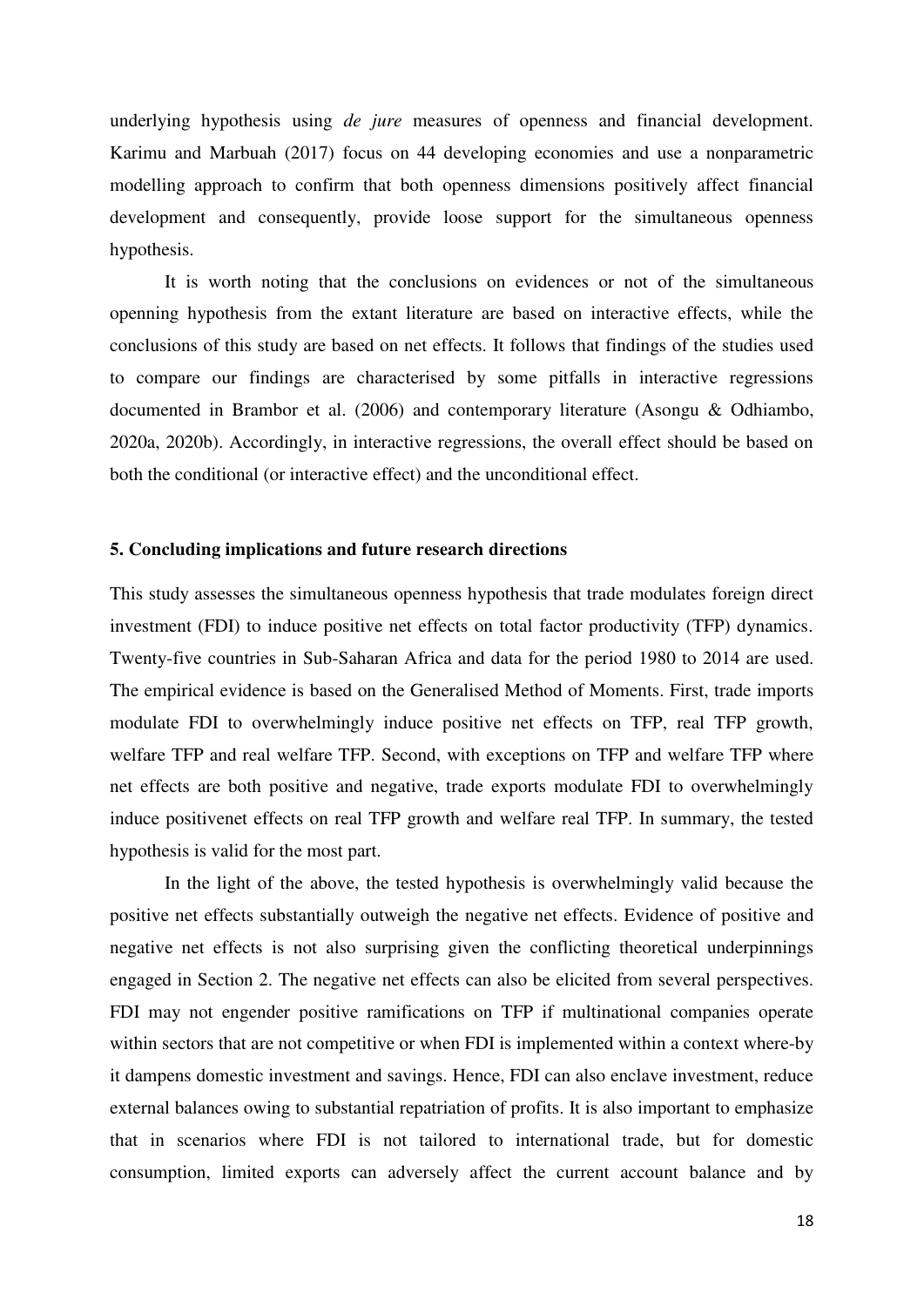underlying hypothesis using *de jure* measures of openness and financial development. Karimu and Marbuah (2017) focus on 44 developing economies and use a nonparametric modelling approach to confirm that both openness dimensions positively affect financial development and consequently, provide loose support for the simultaneous openness hypothesis.

It is worth noting that the conclusions on evidences or not of the simultaneous openning hypothesis from the extant literature are based on interactive effects, while the conclusions of this study are based on net effects. It follows that findings of the studies used to compare our findings are characterised by some pitfalls in interactive regressions documented in Brambor et al. (2006) and contemporary literature (Asongu & Odhiambo, 2020a, 2020b). Accordingly, in interactive regressions, the overall effect should be based on both the conditional (or interactive effect) and the unconditional effect.

## 5. Concluding implications and future research directions

This study assesses the simultaneous openness hypothesis that trade modulates foreign direct investment (FDI) to induce positive net effects on total factor productivity (TFP) dynamics. Twenty-five countries in Sub-Saharan Africa and data for the period 1980 to 2014 are used. The empirical evidence is based on the Generalised Method of Moments. First, trade imports modulate FDI to overwhelmingly induce positive net effects on TFP, real TFP growth, welfare TFP and real welfare TFP. Second, with exceptions on TFP and welfare TFP where net effects are both positive and negative, trade exports modulate FDI to overwhelmingly induce positivenet effects on real TFP growth and welfare real TFP. In summary, the tested hypothesis is valid for the most part.

In the light of the above, the tested hypothesis is overwhelmingly valid because the positive net effects substantially outweigh the negative net effects. Evidence of positive and negative net effects is not also surprising given the conflicting theoretical underpinnings engaged in Section 2. The negative net effects can also be elicited from several perspectives. FDI may not engender positive ramifications on TFP if multinational companies operate within sectors that are not competitive or when FDI is implemented within a context where-by it dampens domestic investment and savings. Hence, FDI can also enclave investment, reduce external balances owing to substantial repatriation of profits. It is also important to emphasize that in scenarios where FDI is not tailored to international trade, but for domestic consumption, limited exports can adversely affect the current account balance and by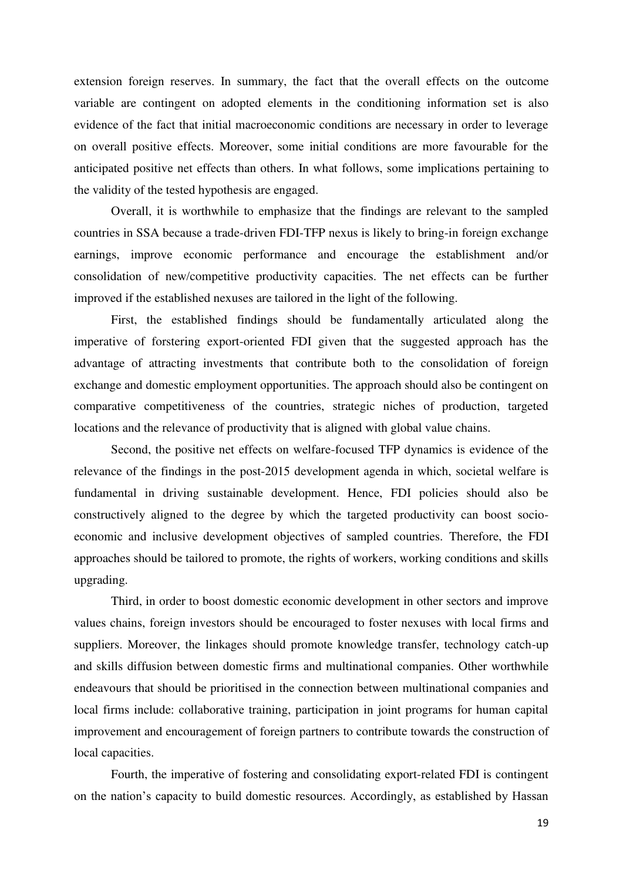extension foreign reserves. In summary, the fact that the overall effects on the outcome variable are contingent on adopted elements in the conditioning information set is also evidence of the fact that initial macroeconomic conditions are necessary in order to leverage on overall positive effects. Moreover, some initial conditions are more favourable for the anticipated positive net effects than others. In what follows, some implications pertaining to the validity of the tested hypothesis are engaged.

Overall, it is worthwhile to emphasize that the findings are relevant to the sampled countries in SSA because a trade-driven FDI-TFP nexus is likely to bring-in foreign exchange earnings, improve economic performance and encourage the establishment and/or consolidation of new/competitive productivity capacities. The net effects can be further improved if the established nexuses are tailored in the light of the following.

First, the established findings should be fundamentally articulated along the imperative of forstering export-oriented FDI given that the suggested approach has the advantage of attracting investments that contribute both to the consolidation of foreign exchange and domestic employment opportunities. The approach should also be contingent on comparative competitiveness of the countries, strategic niches of production, targeted locations and the relevance of productivity that is aligned with global value chains.

Second, the positive net effects on welfare-focused TFP dynamics is evidence of the relevance of the findings in the post-2015 development agenda in which, societal welfare is fundamental in driving sustainable development. Hence, FDI policies should also be constructively aligned to the degree by which the targeted productivity can boost socio-economic and inclusive development objectives of sampled countries. Therefore, the FDI approaches should be tailored to promote, the rights of workers, working conditions and skills upgrading.

Third, in order to boost domestic economic development in other sectors and improve values chains, foreign investors should be encouraged to foster nexuses with local firms and suppliers. Moreover, the linkages should promote knowledge transfer, technology catch-up and skills diffusion between domestic firms and multinational companies. Other worthwhile endeavours that should be prioritised in the connection between multinational companies and local firms include: collaborative training, participation in joint programs for human capital improvement and encouragement of foreign partners to contribute towards the construction of local capacities.

Fourth, the imperative of fostering and consolidating export-related FDI is contingent on the nation's capacity to build domestic resources. Accordingly, as established by Hassan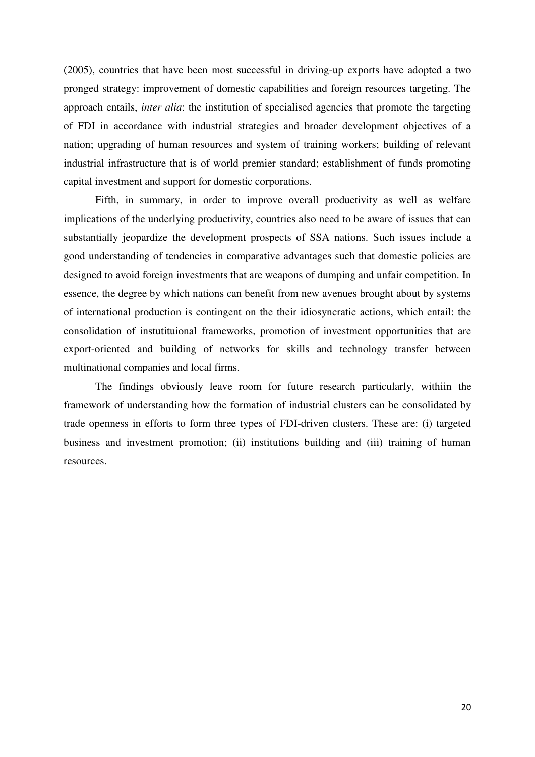(2005), countries that have been most successful in driving-up exports have adopted a two pronged strategy: improvement of domestic capabilities and foreign resources targeting. The approach entails, *inter alia*: the institution of specialised agencies that promote the targeting of FDI in accordance with industrial strategies and broader development objectives of a nation; upgrading of human resources and system of training workers; building of relevant industrial infrastructure that is of world premier standard; establishment of funds promoting capital investment and support for domestic corporations.

Fifth, in summary, in order to improve overall productivity as well as welfare implications of the underlying productivity, countries also need to be aware of issues that can substantially jeopardize the development prospects of SSA nations. Such issues include a good understanding of tendencies in comparative advantages such that domestic policies are designed to avoid foreign investments that are weapons of dumping and unfair competition. In essence, the degree by which nations can benefit from new avenues brought about by systems of international production is contingent on the their idiosyncratic actions, which entail: the consolidation of instutituional frameworks, promotion of investment opportunities that are export-oriented and building of networks for skills and technology transfer between multinational companies and local firms.

The findings obviously leave room for future research particularly, withiin the framework of understanding how the formation of industrial clusters can be consolidated by trade openness in efforts to form three types of FDI-driven clusters. These are: (i) targeted business and investment promotion; (ii) institutions building and (iii) training of human resources.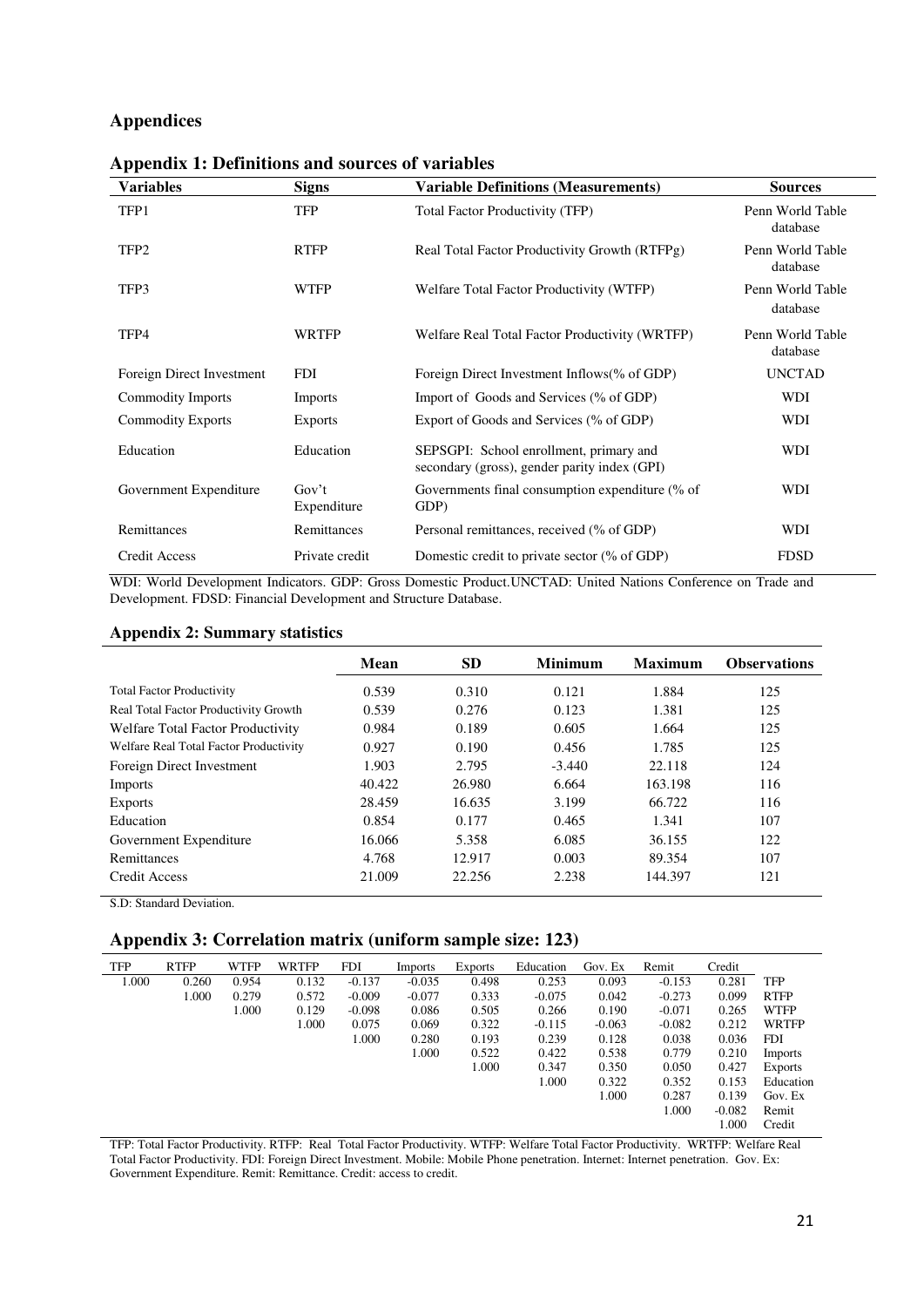## Appendices

### Appendix 1: Definitions and sources of variables

| Variables | Signs | Variable Definitions (Measurements) | Sources |
|---|---|---|---|
| TFP1 | TFP | Total Factor Productivity (TFP) | Penn World Table database |
| TFP2 | RTFP | Real Total Factor Productivity Growth (RTFPg) | Penn World Table database |
| TFP3 | WTFP | Welfare Total Factor Productivity (WTFP) | Penn World Table database |
| TFP4 | WRTFP | Welfare Real Total Factor Productivity (WRTFP) | Penn World Table database |
| Foreign Direct Investment | FDI | Foreign Direct Investment Inflows(% of GDP) | UNCTAD |
| Commodity Imports | Imports | Import of Goods and Services (% of GDP) | WDI |
| Commodity Exports | Exports | Export of Goods and Services (% of GDP) | WDI |
| Education | Education | SEPSGPI: School enrollment, primary and secondary (gross), gender parity index (GPI) | WDI |
| Government Expenditure | Gov't Expenditure | Governments final consumption expenditure (% of GDP) | WDI |
| Remittances | Remittances | Personal remittances, received (% of GDP) | WDI |
| Credit Access | Private credit | Domestic credit to private sector (% of GDP) | FDSD |

WDI: World Development Indicators. GDP: Gross Domestic Product.UNCTAD: United Nations Conference on Trade and Development. FDSD: Financial Development and Structure Database.

### Appendix 2: Summary statistics

| | Mean | SD | Minimum | Maximum | Observations |
|---|---|---|---|---|---|
| Total Factor Productivity | 0.539 | 0.310 | 0.121 | 1.884 | 125 |
| Real Total Factor Productivity Growth | 0.539 | 0.276 | 0.123 | 1.381 | 125 |
| Welfare Total Factor Productivity | 0.984 | 0.189 | 0.605 | 1.664 | 125 |
| Welfare Real Total Factor Productivity | 0.927 | 0.190 | 0.456 | 1.785 | 125 |
| Foreign Direct Investment | 1.903 | 2.795 | -3.440 | 22.118 | 124 |
| Imports | 40.422 | 26.980 | 6.664 | 163.198 | 116 |
| Exports | 28.459 | 16.635 | 3.199 | 66.722 | 116 |
| Education | 0.854 | 0.177 | 0.465 | 1.341 | 107 |
| Government Expenditure | 16.066 | 5.358 | 6.085 | 36.155 | 122 |
| Remittances | 4.768 | 12.917 | 0.003 | 89.354 | 107 |
| Credit Access | 21.009 | 22.256 | 2.238 | 144.397 | 121 |

S.D: Standard Deviation.

### Appendix 3: Correlation matrix (uniform sample size: 123)

| TFP | RTFP | WTFP | WRTFP | FDI | Imports | Exports | Education | Gov. Ex | Remit | Credit | |
|---|---|---|---|---|---|---|---|---|---|---|---|
| 1.000 | 0.260 | 0.954 | 0.132 | -0.137 | -0.035 | 0.498 | 0.253 | 0.093 | -0.153 | 0.281 | TFP |
| | 1.000 | 0.279 | 0.572 | -0.009 | -0.077 | 0.333 | -0.075 | 0.042 | -0.273 | 0.099 | RTFP |
| | | 1.000 | 0.129 | -0.098 | 0.086 | 0.505 | 0.266 | 0.190 | -0.071 | 0.265 | WTFP |
| | | | 1.000 | 0.075 | 0.069 | 0.322 | -0.115 | -0.063 | -0.082 | 0.212 | WRTFP |
| | | | | 1.000 | 0.280 | 0.193 | 0.239 | 0.128 | 0.038 | 0.036 | FDI |
| | | | | | 1.000 | 0.522 | 0.422 | 0.538 | 0.779 | 0.210 | Imports |
| | | | | | | 1.000 | 0.347 | 0.350 | 0.050 | 0.427 | Exports |
| | | | | | | | 1.000 | 0.322 | 0.352 | 0.153 | Education |
| | | | | | | | | 1.000 | 0.287 | 0.139 | Gov. Ex |
| | | | | | | | | | 1.000 | -0.082 | Remit |
| | | | | | | | | | | 1.000 | Credit |

TFP: Total Factor Productivity. RTFP: Real Total Factor Productivity. WTFP: Welfare Total Factor Productivity. WRTFP: Welfare Real Total Factor Productivity. FDI: Foreign Direct Investment. Mobile: Mobile Phone penetration. Internet: Internet penetration. Gov. Ex: Government Expenditure. Remit: Remittance. Credit: access to credit.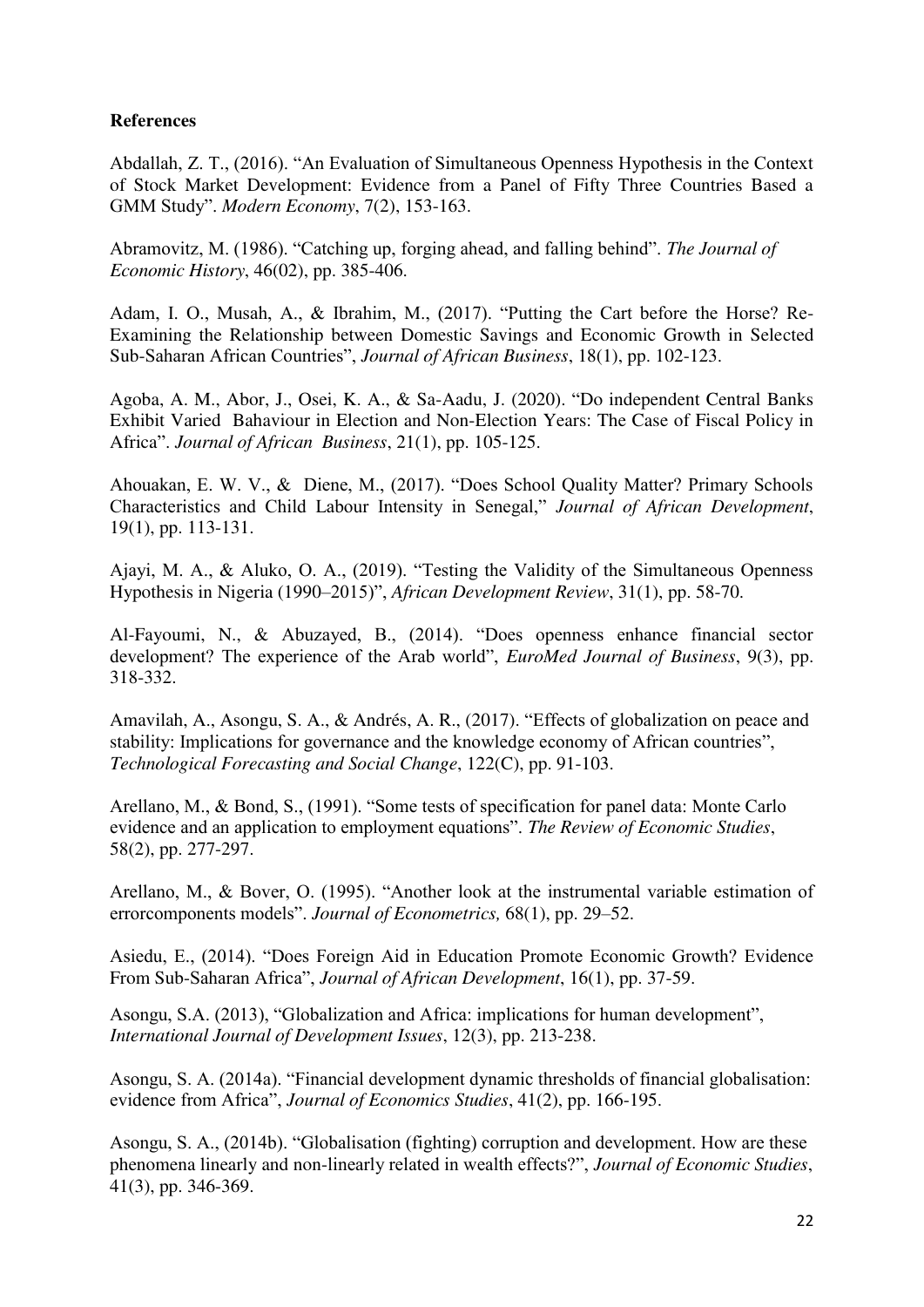**References**

Abdallah, Z. T., (2016). “An Evaluation of Simultaneous Openness Hypothesis in the Context of Stock Market Development: Evidence from a Panel of Fifty Three Countries Based a GMM Study”. *Modern Economy*, 7(2), 153-163.

Abramovitz, M. (1986). “Catching up, forging ahead, and falling behind”. *The Journal of Economic History*, 46(02), pp. 385-406.

Adam, I. O., Musah, A., & Ibrahim, M., (2017). “Putting the Cart before the Horse? Re-Examining the Relationship between Domestic Savings and Economic Growth in Selected Sub-Saharan African Countries”, *Journal of African Business*, 18(1), pp. 102-123.

Agoba, A. M., Abor, J., Osei, K. A., & Sa-Aadu, J. (2020). “Do independent Central Banks Exhibit Varied Bahaviour in Election and Non-Election Years: The Case of Fiscal Policy in Africa”. *Journal of African Business*, 21(1), pp. 105-125.

Ahouakan, E. W. V., & Diene, M., (2017). “Does School Quality Matter? Primary Schools Characteristics and Child Labour Intensity in Senegal,” *Journal of African Development*, 19(1), pp. 113-131.

Ajayi, M. A., & Aluko, O. A., (2019). “Testing the Validity of the Simultaneous Openness Hypothesis in Nigeria (1990–2015)”, *African Development Review*, 31(1), pp. 58-70.

Al-Fayoumi, N., & Abuzayed, B., (2014). “Does openness enhance financial sector development? The experience of the Arab world”, *EuroMed Journal of Business*, 9(3), pp. 318-332.

Amavilah, A., Asongu, S. A., & Andrés, A. R., (2017). “Effects of globalization on peace and stability: Implications for governance and the knowledge economy of African countries”, *Technological Forecasting and Social Change*, 122(C), pp. 91-103.

Arellano, M., & Bond, S., (1991). “Some tests of specification for panel data: Monte Carlo evidence and an application to employment equations”. *The Review of Economic Studies*, 58(2), pp. 277-297.

Arellano, M., & Bover, O. (1995). “Another look at the instrumental variable estimation of errorcomponents models”. *Journal of Econometrics,* 68(1), pp. 29–52.

Asiedu, E., (2014). “Does Foreign Aid in Education Promote Economic Growth? Evidence From Sub-Saharan Africa”, *Journal of African Development*, 16(1), pp. 37-59.

Asongu, S.A. (2013), “Globalization and Africa: implications for human development”, *International Journal of Development Issues*, 12(3), pp. 213-238.

Asongu, S. A. (2014a). “Financial development dynamic thresholds of financial globalisation: evidence from Africa”, *Journal of Economics Studies*, 41(2), pp. 166-195.

Asongu, S. A., (2014b). “Globalisation (fighting) corruption and development. How are these phenomena linearly and non-linearly related in wealth effects?”, *Journal of Economic Studies*, 41(3), pp. 346-369.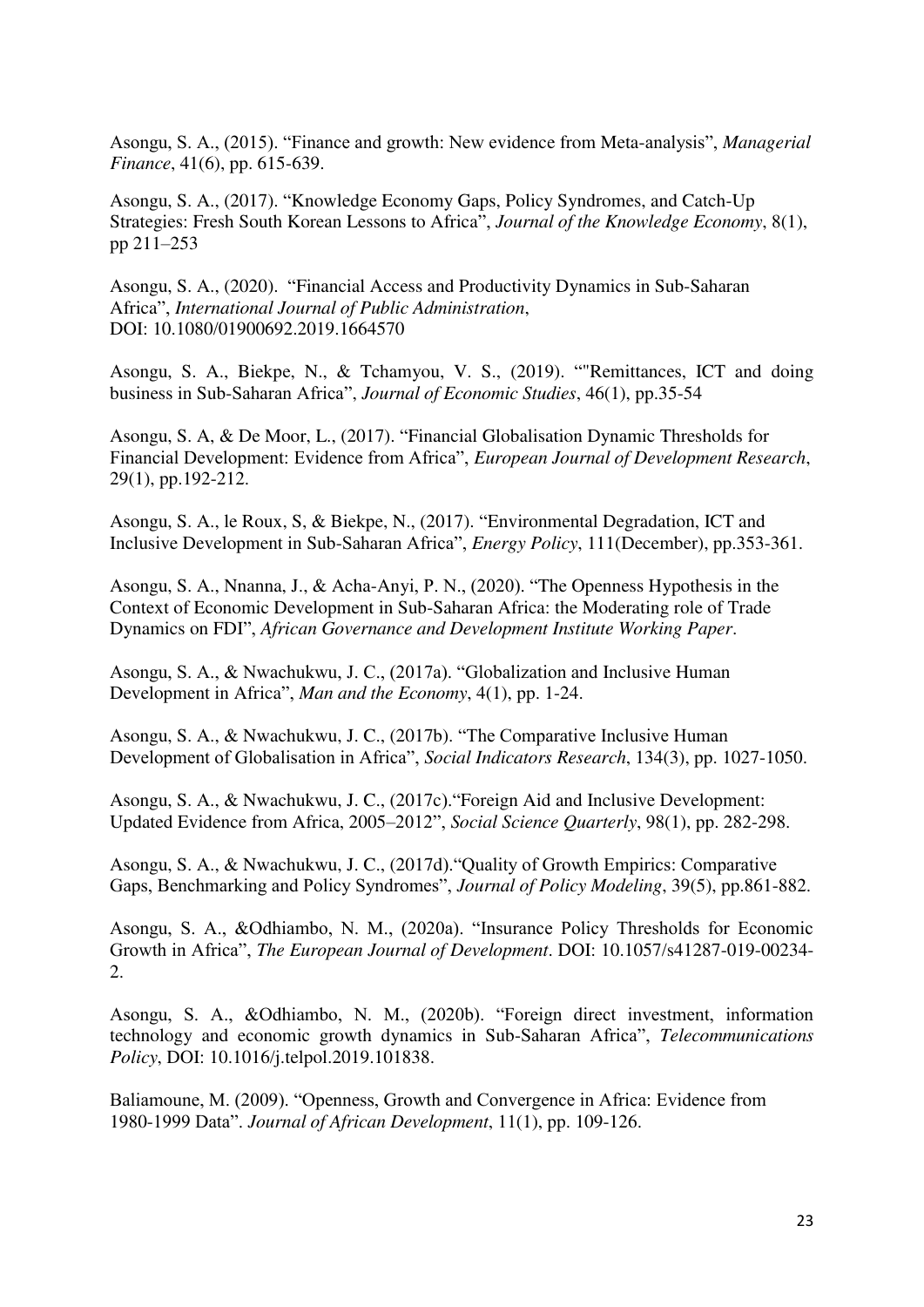Asongu, S. A., (2015). “Finance and growth: New evidence from Meta-analysis”, *Managerial Finance*, 41(6), pp. 615-639.

Asongu, S. A., (2017). “Knowledge Economy Gaps, Policy Syndromes, and Catch-Up Strategies: Fresh South Korean Lessons to Africa”, *Journal of the Knowledge Economy*, 8(1), pp 211–253

Asongu, S. A., (2020). “Financial Access and Productivity Dynamics in Sub-Saharan Africa”, *International Journal of Public Administration*, DOI: 10.1080/01900692.2019.1664570

Asongu, S. A., Biekpe, N., & Tchamyou, V. S., (2019). ““Remittances, ICT and doing business in Sub-Saharan Africa”, *Journal of Economic Studies*, 46(1), pp.35-54

Asongu, S. A, & De Moor, L., (2017). “Financial Globalisation Dynamic Thresholds for Financial Development: Evidence from Africa”, *European Journal of Development Research*, 29(1), pp.192-212.

Asongu, S. A., le Roux, S, & Biekpe, N., (2017). “Environmental Degradation, ICT and Inclusive Development in Sub-Saharan Africa”, *Energy Policy*, 111(December), pp.353-361.

Asongu, S. A., Nnanna, J., & Acha-Anyi, P. N., (2020). “The Openness Hypothesis in the Context of Economic Development in Sub-Saharan Africa: the Moderating role of Trade Dynamics on FDI”, *African Governance and Development Institute Working Paper*.

Asongu, S. A., & Nwachukwu, J. C., (2017a). “Globalization and Inclusive Human Development in Africa”, *Man and the Economy*, 4(1), pp. 1-24.

Asongu, S. A., & Nwachukwu, J. C., (2017b). “The Comparative Inclusive Human Development of Globalisation in Africa”, *Social Indicators Research*, 134(3), pp. 1027-1050.

Asongu, S. A., & Nwachukwu, J. C., (2017c).“Foreign Aid and Inclusive Development: Updated Evidence from Africa, 2005–2012”, *Social Science Quarterly*, 98(1), pp. 282-298.

Asongu, S. A., & Nwachukwu, J. C., (2017d).“Quality of Growth Empirics: Comparative Gaps, Benchmarking and Policy Syndromes”, *Journal of Policy Modeling*, 39(5), pp.861-882.

Asongu, S. A., &Odhiambo, N. M., (2020a). “Insurance Policy Thresholds for Economic Growth in Africa”, *The European Journal of Development*. DOI: 10.1057/s41287-019-00234-2.

Asongu, S. A., &Odhiambo, N. M., (2020b). “Foreign direct investment, information technology and economic growth dynamics in Sub-Saharan Africa”, *Telecommunications Policy*, DOI: 10.1016/j.telpol.2019.101838.

Baliamoune, M. (2009). “Openness, Growth and Convergence in Africa: Evidence from 1980-1999 Data”. *Journal of African Development*, 11(1), pp. 109-126.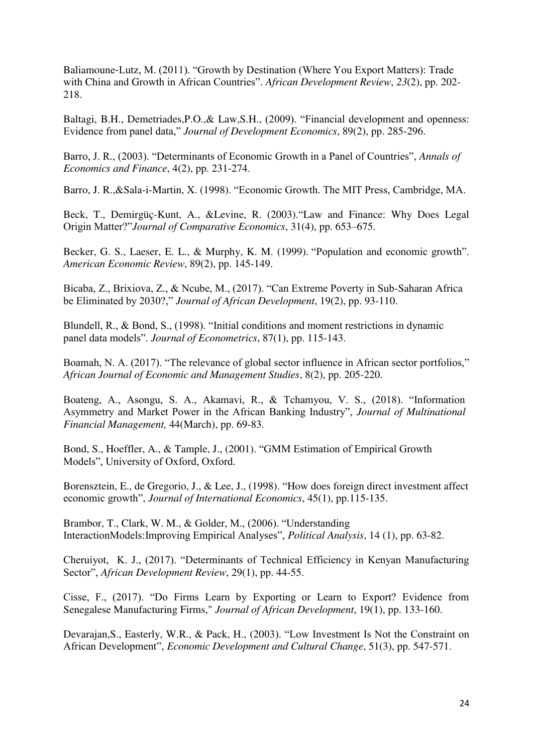Baliamoune-Lutz, M. (2011). "Growth by Destination (Where You Export Matters): Trade with China and Growth in African Countries". *African Development Review*, *23*(2), pp. 202-218.

Baltagi, B.H., Demetriades,P.O.,& Law,S.H., (2009). "Financial development and openness: Evidence from panel data," *Journal of Development Economics*, 89(2), pp. 285-296.

Barro, J. R., (2003). "Determinants of Economic Growth in a Panel of Countries", *Annals of Economics and Finance*, 4(2), pp. 231-274.

Barro, J. R.,&Sala-i-Martin, X. (1998). "Economic Growth. The MIT Press, Cambridge, MA.

Beck, T., Demirgüç-Kunt, A., &Levine, R. (2003)."Law and Finance: Why Does Legal Origin Matter?"*Journal of Comparative Economics*, 31(4), pp. 653–675.

Becker, G. S., Laeser, E. L., & Murphy, K. M. (1999). "Population and economic growth". *American Economic Review*, 89(2), pp. 145-149.

Bicaba, Z., Brixiova, Z., & Ncube, M., (2017). "Can Extreme Poverty in Sub-Saharan Africa be Eliminated by 2030?," *Journal of African Development*, 19(2), pp. 93-110.

Blundell, R., & Bond, S., (1998). "Initial conditions and moment restrictions in dynamic panel data models". *Journal of Econometrics*, 87(1), pp. 115-143.

Boamah, N. A. (2017). "The relevance of global sector influence in African sector portfolios," *African Journal of Economic and Management Studies*, 8(2), pp. 205-220.

Boateng, A., Asongu, S. A., Akamavi, R., & Tchamyou, V. S., (2018). "Information Asymmetry and Market Power in the African Banking Industry", *Journal of Multinational Financial Management,* 44(March), pp. 69-83.

Bond, S., Hoeffler, A., & Tample, J., (2001). "GMM Estimation of Empirical Growth Models", University of Oxford, Oxford.

Borensztein, E., de Gregorio, J., & Lee, J., (1998). "How does foreign direct investment affect economic growth", *Journal of International Economics*, 45(1), pp.115-135.

Brambor, T., Clark, W. M., & Golder, M., (2006). "Understanding InteractionModels:Improving Empirical Analyses", *Political Analysis*, 14 (1), pp. 63-82.

Cheruiyot, K. J., (2017). "Determinants of Technical Efficiency in Kenyan Manufacturing Sector", *African Development Review*, 29(1), pp. 44-55.

Cisse, F., (2017). "Do Firms Learn by Exporting or Learn to Export? Evidence from Senegalese Manufacturing Firms," *Journal of African Development*, 19(1), pp. 133-160.

Devarajan,S., Easterly, W.R., & Pack, H., (2003). "Low Investment Is Not the Constraint on African Development", *Economic Development and Cultural Change*, 51(3), pp. 547-571.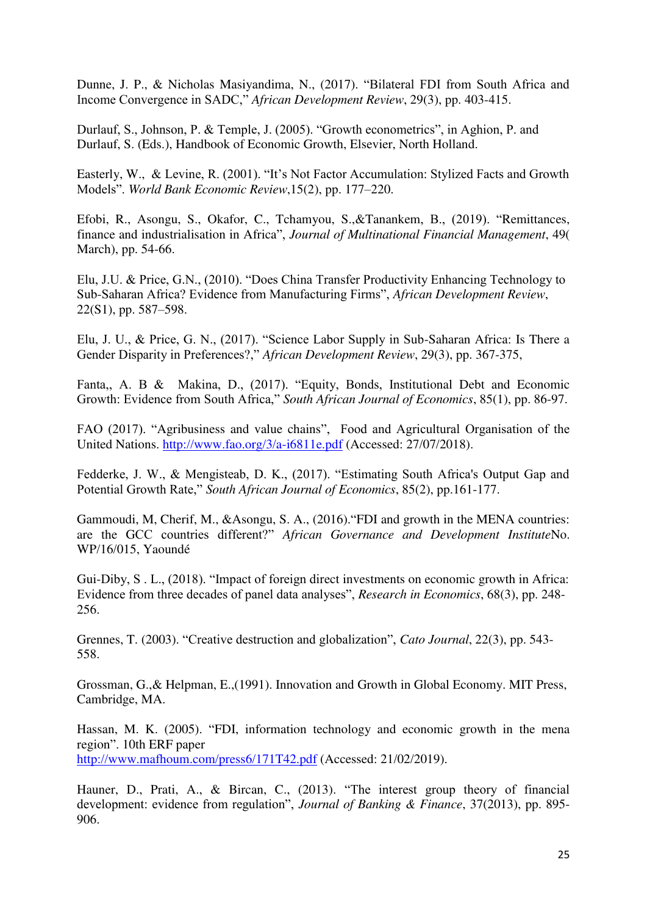Dunne, J. P., & Nicholas Masiyandima, N., (2017). "Bilateral FDI from South Africa and Income Convergence in SADC," *African Development Review*, 29(3), pp. 403-415.

Durlauf, S., Johnson, P. & Temple, J. (2005). "Growth econometrics", in Aghion, P. and Durlauf, S. (Eds.), Handbook of Economic Growth, Elsevier, North Holland.

Easterly, W., & Levine, R. (2001). "It's Not Factor Accumulation: Stylized Facts and Growth Models". *World Bank Economic Review*,15(2), pp. 177–220.

Efobi, R., Asongu, S., Okafor, C., Tchamyou, S.,&Tanankem, B., (2019). "Remittances, finance and industrialisation in Africa", *Journal of Multinational Financial Management*, 49( March), pp. 54-66.

Elu, J.U. & Price, G.N., (2010). "Does China Transfer Productivity Enhancing Technology to Sub-Saharan Africa? Evidence from Manufacturing Firms", *African Development Review*, 22(S1), pp. 587–598.

Elu, J. U., & Price, G. N., (2017). "Science Labor Supply in Sub-Saharan Africa: Is There a Gender Disparity in Preferences?," *African Development Review*, 29(3), pp. 367-375,

Fanta,, A. B & Makina, D., (2017). "Equity, Bonds, Institutional Debt and Economic Growth: Evidence from South Africa," *South African Journal of Economics*, 85(1), pp. 86-97.

FAO (2017). "Agribusiness and value chains", Food and Agricultural Organisation of the United Nations. http://www.fao.org/3/a-i6811e.pdf (Accessed: 27/07/2018).

Fedderke, J. W., & Mengisteab, D. K., (2017). "Estimating South Africa's Output Gap and Potential Growth Rate," *South African Journal of Economics*, 85(2), pp.161-177.

Gammoudi, M, Cherif, M., &Asongu, S. A., (2016)."FDI and growth in the MENA countries: are the GCC countries different?" *African Governance and Development Institute*No. WP/16/015, Yaoundé

Gui-Diby, S . L., (2018). "Impact of foreign direct investments on economic growth in Africa: Evidence from three decades of panel data analyses", *Research in Economics*, 68(3), pp. 248-256.

Grennes, T. (2003). "Creative destruction and globalization", *Cato Journal*, 22(3), pp. 543-558.

Grossman, G.,& Helpman, E.,(1991). Innovation and Growth in Global Economy. MIT Press, Cambridge, MA.

Hassan, M. K. (2005). "FDI, information technology and economic growth in the mena region". 10th ERF paper
http://www.mafhoum.com/press6/171T42.pdf (Accessed: 21/02/2019).

Hauner, D., Prati, A., & Bircan, C., (2013). "The interest group theory of financial development: evidence from regulation", *Journal of Banking & Finance*, 37(2013), pp. 895-906.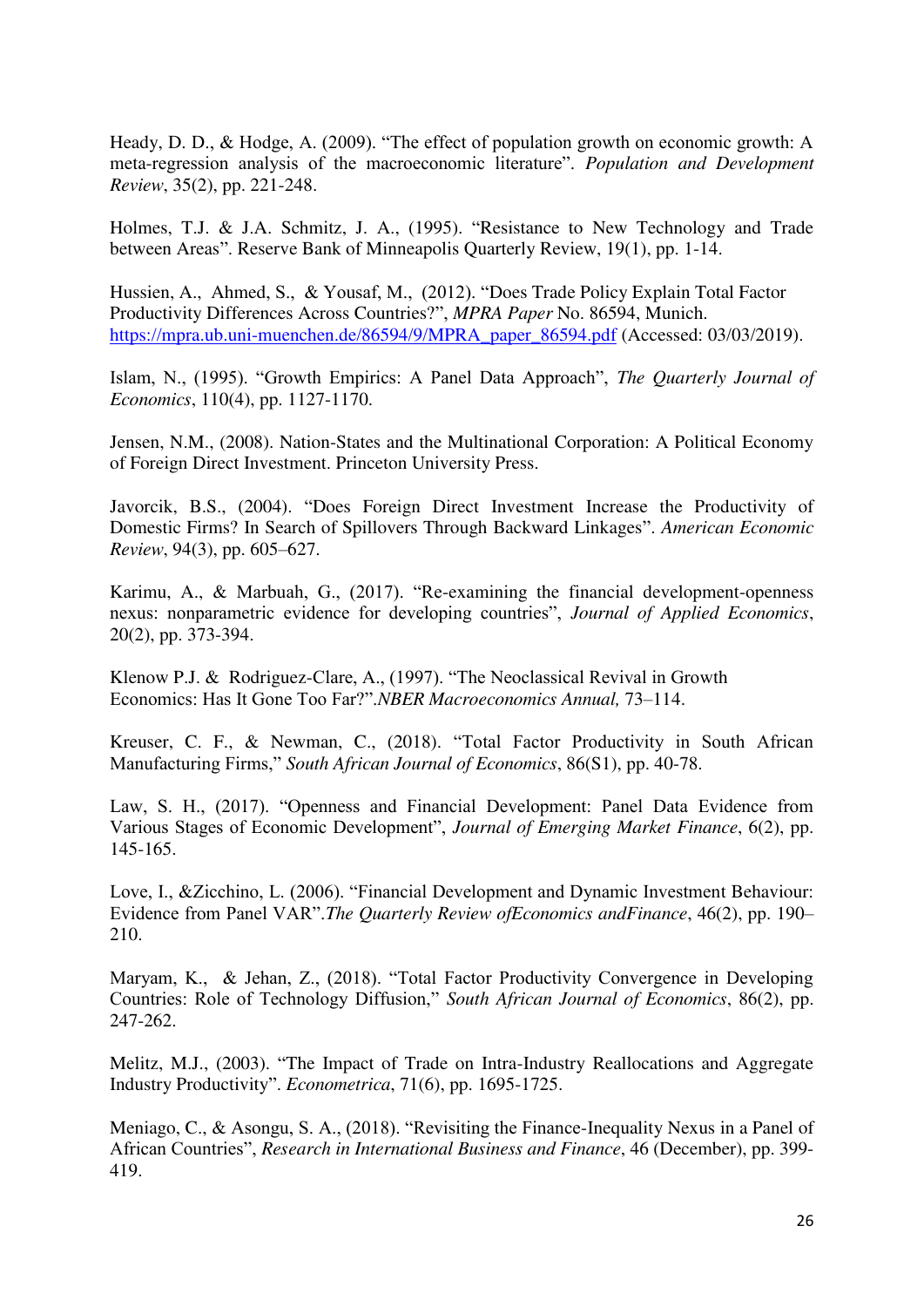Heady, D. D., & Hodge, A. (2009). "The effect of population growth on economic growth: A meta-regression analysis of the macroeconomic literature". *Population and Development Review*, 35(2), pp. 221-248.

Holmes, T.J. & J.A. Schmitz, J. A., (1995). "Resistance to New Technology and Trade between Areas". Reserve Bank of Minneapolis Quarterly Review, 19(1), pp. 1-14.

Hussien, A., Ahmed, S., & Yousaf, M., (2012). "Does Trade Policy Explain Total Factor Productivity Differences Across Countries?", *MPRA Paper* No. 86594, Munich. https://mpra.ub.uni-muenchen.de/86594/9/MPRA_paper_86594.pdf (Accessed: 03/03/2019).

Islam, N., (1995). "Growth Empirics: A Panel Data Approach", *The Quarterly Journal of Economics*, 110(4), pp. 1127-1170.

Jensen, N.M., (2008). Nation-States and the Multinational Corporation: A Political Economy of Foreign Direct Investment. Princeton University Press.

Javorcik, B.S., (2004). "Does Foreign Direct Investment Increase the Productivity of Domestic Firms? In Search of Spillovers Through Backward Linkages". *American Economic Review*, 94(3), pp. 605–627.

Karimu, A., & Marbuah, G., (2017). "Re-examining the financial development-openness nexus: nonparametric evidence for developing countries", *Journal of Applied Economics*, 20(2), pp. 373-394.

Klenow P.J. & Rodriguez-Clare, A., (1997). "The Neoclassical Revival in Growth Economics: Has It Gone Too Far?".*NBER Macroeconomics Annual,* 73–114.

Kreuser, C. F., & Newman, C., (2018). "Total Factor Productivity in South African Manufacturing Firms," *South African Journal of Economics*, 86(S1), pp. 40-78.

Law, S. H., (2017). "Openness and Financial Development: Panel Data Evidence from Various Stages of Economic Development", *Journal of Emerging Market Finance*, 6(2), pp. 145-165.

Love, I., &Zicchino, L. (2006). "Financial Development and Dynamic Investment Behaviour: Evidence from Panel VAR".*The Quarterly Review ofEconomics andFinance*, 46(2), pp. 190–210.

Maryam, K., & Jehan, Z., (2018). "Total Factor Productivity Convergence in Developing Countries: Role of Technology Diffusion," *South African Journal of Economics*, 86(2), pp. 247-262.

Melitz, M.J., (2003). "The Impact of Trade on Intra-Industry Reallocations and Aggregate Industry Productivity". *Econometrica*, 71(6), pp. 1695-1725.

Meniago, C., & Asongu, S. A., (2018). "Revisiting the Finance-Inequality Nexus in a Panel of African Countries", *Research in International Business and Finance*, 46 (December), pp. 399-419.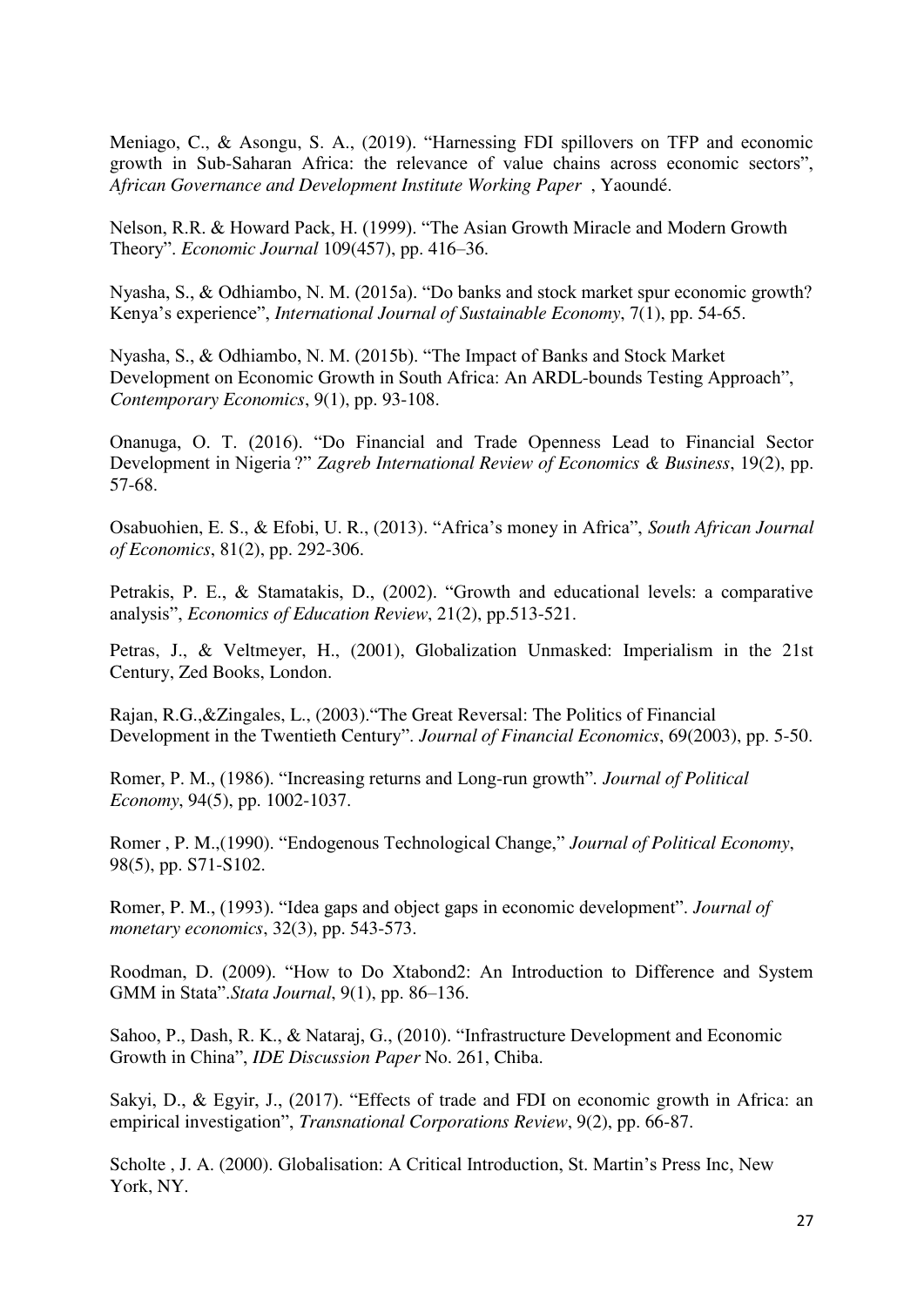Meniago, C., & Asongu, S. A., (2019). "Harnessing FDI spillovers on TFP and economic growth in Sub-Saharan Africa: the relevance of value chains across economic sectors", *African Governance and Development Institute Working Paper* , Yaoundé.

Nelson, R.R. & Howard Pack, H. (1999). "The Asian Growth Miracle and Modern Growth Theory". *Economic Journal* 109(457), pp. 416–36.

Nyasha, S., & Odhiambo, N. M. (2015a). "Do banks and stock market spur economic growth? Kenya's experience", *International Journal of Sustainable Economy*, 7(1), pp. 54-65.

Nyasha, S., & Odhiambo, N. M. (2015b). "The Impact of Banks and Stock Market Development on Economic Growth in South Africa: An ARDL-bounds Testing Approach", *Contemporary Economics*, 9(1), pp. 93-108.

Onanuga, O. T. (2016). "Do Financial and Trade Openness Lead to Financial Sector Development in Nigeria ?" *Zagreb International Review of Economics & Business*, 19(2), pp. 57-68.

Osabuohien, E. S., & Efobi, U. R., (2013). "Africa's money in Africa", *South African Journal of Economics*, 81(2), pp. 292-306.

Petrakis, P. E., & Stamatakis, D., (2002). "Growth and educational levels: a comparative analysis", *Economics of Education Review*, 21(2), pp.513-521.

Petras, J., & Veltmeyer, H., (2001), Globalization Unmasked: Imperialism in the 21st Century, Zed Books, London.

Rajan, R.G.,&Zingales, L., (2003)."The Great Reversal: The Politics of Financial Development in the Twentieth Century". *Journal of Financial Economics*, 69(2003), pp. 5-50.

Romer, P. M., (1986). "Increasing returns and Long-run growth". *Journal of Political Economy*, 94(5), pp. 1002-1037.

Romer , P. M.,(1990). "Endogenous Technological Change," *Journal of Political Economy*, 98(5), pp. S71-S102.

Romer, P. M., (1993). "Idea gaps and object gaps in economic development". *Journal of monetary economics*, 32(3), pp. 543-573.

Roodman, D. (2009). "How to Do Xtabond2: An Introduction to Difference and System GMM in Stata".*Stata Journal*, 9(1), pp. 86–136.

Sahoo, P., Dash, R. K., & Nataraj, G., (2010). "Infrastructure Development and Economic Growth in China", *IDE Discussion Paper* No. 261, Chiba.

Sakyi, D., & Egyir, J., (2017). "Effects of trade and FDI on economic growth in Africa: an empirical investigation", *Transnational Corporations Review*, 9(2), pp. 66-87.

Scholte , J. A. (2000). Globalisation: A Critical Introduction, St. Martin's Press Inc, New York, NY.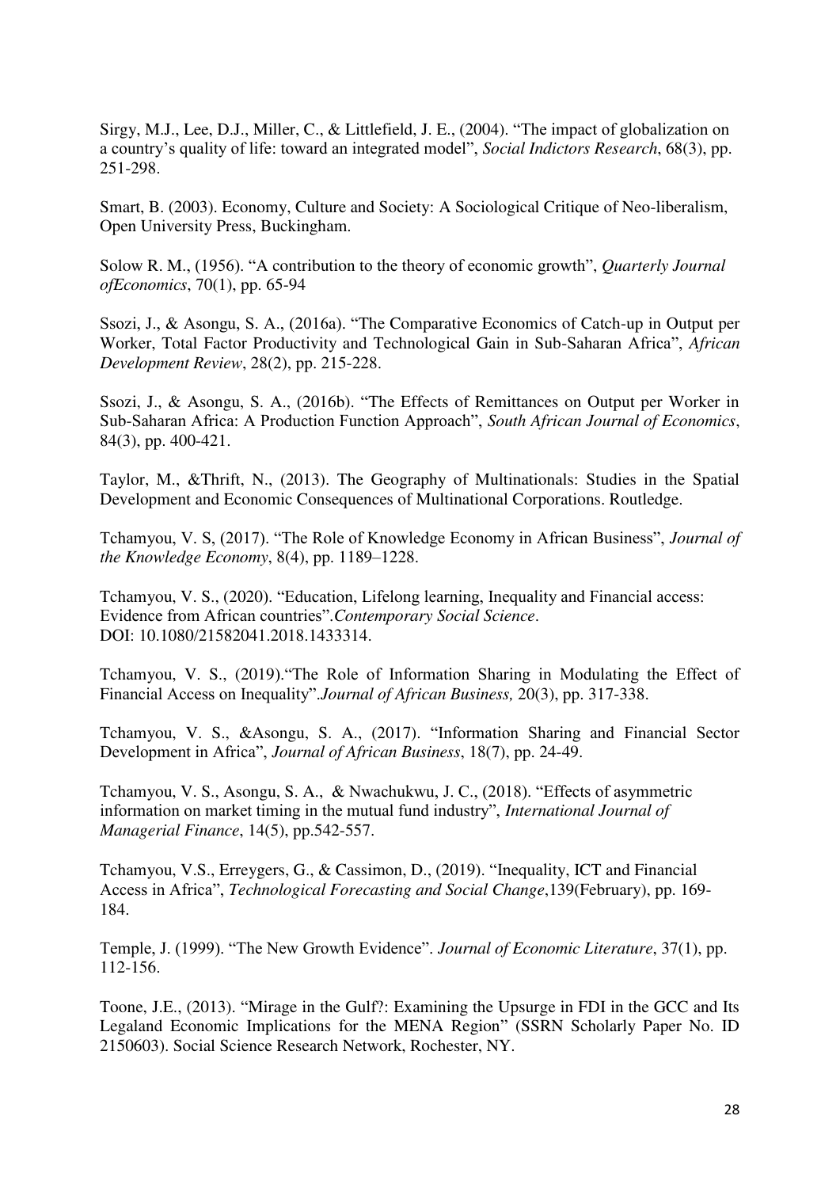Sirgy, M.J., Lee, D.J., Miller, C., & Littlefield, J. E., (2004). "The impact of globalization on a country's quality of life: toward an integrated model", *Social Indictors Research*, 68(3), pp. 251-298.

Smart, B. (2003). Economy, Culture and Society: A Sociological Critique of Neo-liberalism, Open University Press, Buckingham.

Solow R. M., (1956). "A contribution to the theory of economic growth", *Quarterly Journal ofEconomics*, 70(1), pp. 65-94

Ssozi, J., & Asongu, S. A., (2016a). "The Comparative Economics of Catch-up in Output per Worker, Total Factor Productivity and Technological Gain in Sub-Saharan Africa", *African Development Review*, 28(2), pp. 215-228.

Ssozi, J., & Asongu, S. A., (2016b). "The Effects of Remittances on Output per Worker in Sub-Saharan Africa: A Production Function Approach", *South African Journal of Economics*, 84(3), pp. 400-421.

Taylor, M., &Thrift, N., (2013). The Geography of Multinationals: Studies in the Spatial Development and Economic Consequences of Multinational Corporations. Routledge.

Tchamyou, V. S, (2017). "The Role of Knowledge Economy in African Business", *Journal of the Knowledge Economy*, 8(4), pp. 1189–1228.

Tchamyou, V. S., (2020). "Education, Lifelong learning, Inequality and Financial access: Evidence from African countries".*Contemporary Social Science*. DOI: 10.1080/21582041.2018.1433314.

Tchamyou, V. S., (2019)."The Role of Information Sharing in Modulating the Effect of Financial Access on Inequality".*Journal of African Business,* 20(3), pp. 317-338.

Tchamyou, V. S., &Asongu, S. A., (2017). "Information Sharing and Financial Sector Development in Africa", *Journal of African Business*, 18(7), pp. 24-49.

Tchamyou, V. S., Asongu, S. A., & Nwachukwu, J. C., (2018). "Effects of asymmetric information on market timing in the mutual fund industry", *International Journal of Managerial Finance*, 14(5), pp.542-557.

Tchamyou, V.S., Erreygers, G., & Cassimon, D., (2019). "Inequality, ICT and Financial Access in Africa", *Technological Forecasting and Social Change*,139(February), pp. 169-184.

Temple, J. (1999). "The New Growth Evidence". *Journal of Economic Literature*, 37(1), pp. 112-156.

Toone, J.E., (2013). "Mirage in the Gulf?: Examining the Upsurge in FDI in the GCC and Its Legaland Economic Implications for the MENA Region" (SSRN Scholarly Paper No. ID 2150603). Social Science Research Network, Rochester, NY.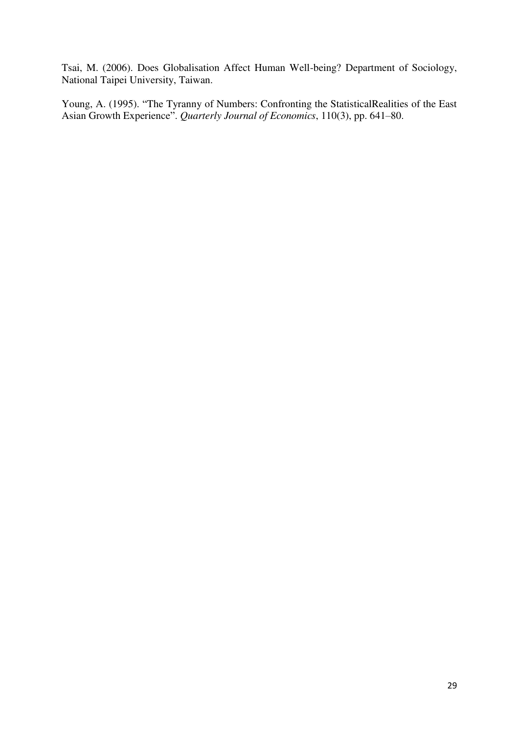Tsai, M. (2006). Does Globalisation Affect Human Well-being? Department of Sociology, National Taipei University, Taiwan.

Young, A. (1995). "The Tyranny of Numbers: Confronting the StatisticalRealities of the East Asian Growth Experience". *Quarterly Journal of Economics*, 110(3), pp. 641–80.